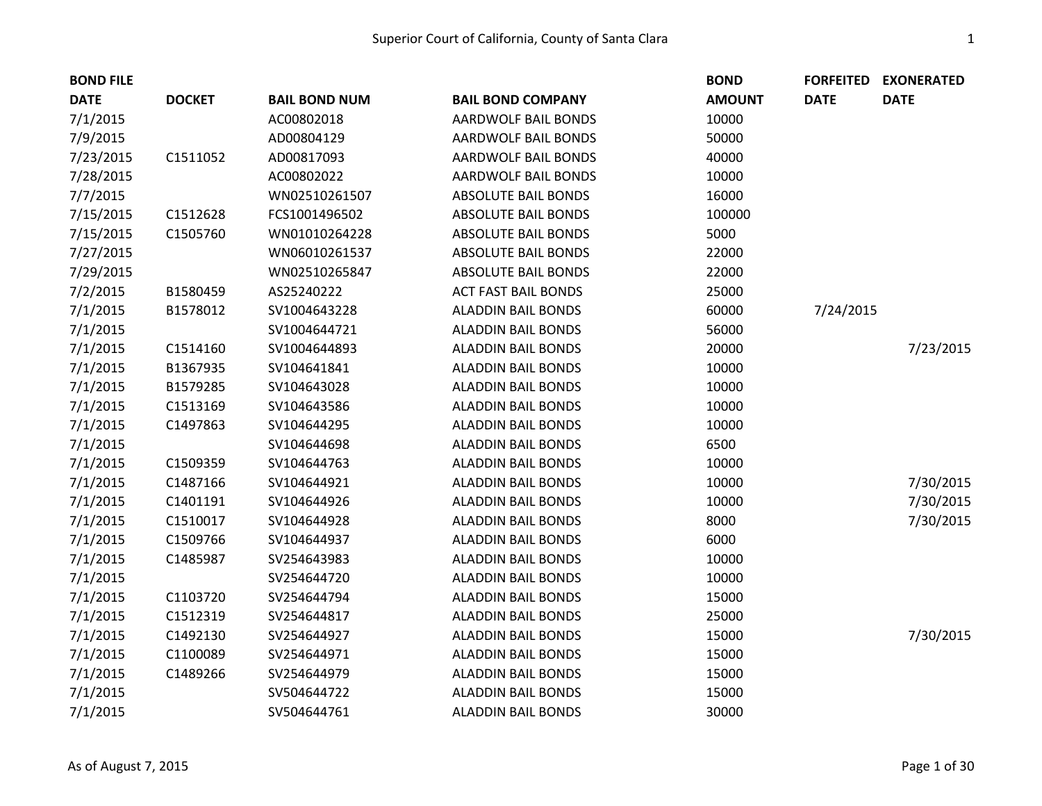| BOND FILE DATE | DOCKET | BAIL BOND NUM | BAIL BOND COMPANY | BOND AMOUNT | FORFEITED DATE | EXONERATED DATE |
|---|---|---|---|---|---|---|
| 7/1/2015 | | AC00802018 | AARDWOLF BAIL BONDS | 10000 | | |
| 7/9/2015 | | AD00804129 | AARDWOLF BAIL BONDS | 50000 | | |
| 7/23/2015 | C1511052 | AD00817093 | AARDWOLF BAIL BONDS | 40000 | | |
| 7/28/2015 | | AC00802022 | AARDWOLF BAIL BONDS | 10000 | | |
| 7/7/2015 | | WN02510261507 | ABSOLUTE BAIL BONDS | 16000 | | |
| 7/15/2015 | C1512628 | FCS1001496502 | ABSOLUTE BAIL BONDS | 100000 | | |
| 7/15/2015 | C1505760 | WN01010264228 | ABSOLUTE BAIL BONDS | 5000 | | |
| 7/27/2015 | | WN06010261537 | ABSOLUTE BAIL BONDS | 22000 | | |
| 7/29/2015 | | WN02510265847 | ABSOLUTE BAIL BONDS | 22000 | | |
| 7/2/2015 | B1580459 | AS25240222 | ACT FAST BAIL BONDS | 25000 | | |
| 7/1/2015 | B1578012 | SV1004643228 | ALADDIN BAIL BONDS | 60000 | 7/24/2015 | |
| 7/1/2015 | | SV1004644721 | ALADDIN BAIL BONDS | 56000 | | |
| 7/1/2015 | C1514160 | SV1004644893 | ALADDIN BAIL BONDS | 20000 | | 7/23/2015 |
| 7/1/2015 | B1367935 | SV104641841 | ALADDIN BAIL BONDS | 10000 | | |
| 7/1/2015 | B1579285 | SV104643028 | ALADDIN BAIL BONDS | 10000 | | |
| 7/1/2015 | C1513169 | SV104643586 | ALADDIN BAIL BONDS | 10000 | | |
| 7/1/2015 | C1497863 | SV104644295 | ALADDIN BAIL BONDS | 10000 | | |
| 7/1/2015 | | SV104644698 | ALADDIN BAIL BONDS | 6500 | | |
| 7/1/2015 | C1509359 | SV104644763 | ALADDIN BAIL BONDS | 10000 | | |
| 7/1/2015 | C1487166 | SV104644921 | ALADDIN BAIL BONDS | 10000 | | 7/30/2015 |
| 7/1/2015 | C1401191 | SV104644926 | ALADDIN BAIL BONDS | 10000 | | 7/30/2015 |
| 7/1/2015 | C1510017 | SV104644928 | ALADDIN BAIL BONDS | 8000 | | 7/30/2015 |
| 7/1/2015 | C1509766 | SV104644937 | ALADDIN BAIL BONDS | 6000 | | |
| 7/1/2015 | C1485987 | SV254643983 | ALADDIN BAIL BONDS | 10000 | | |
| 7/1/2015 | | SV254644720 | ALADDIN BAIL BONDS | 10000 | | |
| 7/1/2015 | C1103720 | SV254644794 | ALADDIN BAIL BONDS | 15000 | | |
| 7/1/2015 | C1512319 | SV254644817 | ALADDIN BAIL BONDS | 25000 | | |
| 7/1/2015 | C1492130 | SV254644927 | ALADDIN BAIL BONDS | 15000 | | 7/30/2015 |
| 7/1/2015 | C1100089 | SV254644971 | ALADDIN BAIL BONDS | 15000 | | |
| 7/1/2015 | C1489266 | SV254644979 | ALADDIN BAIL BONDS | 15000 | | |
| 7/1/2015 | | SV504644722 | ALADDIN BAIL BONDS | 15000 | | |
| 7/1/2015 | | SV504644761 | ALADDIN BAIL BONDS | 30000 | | |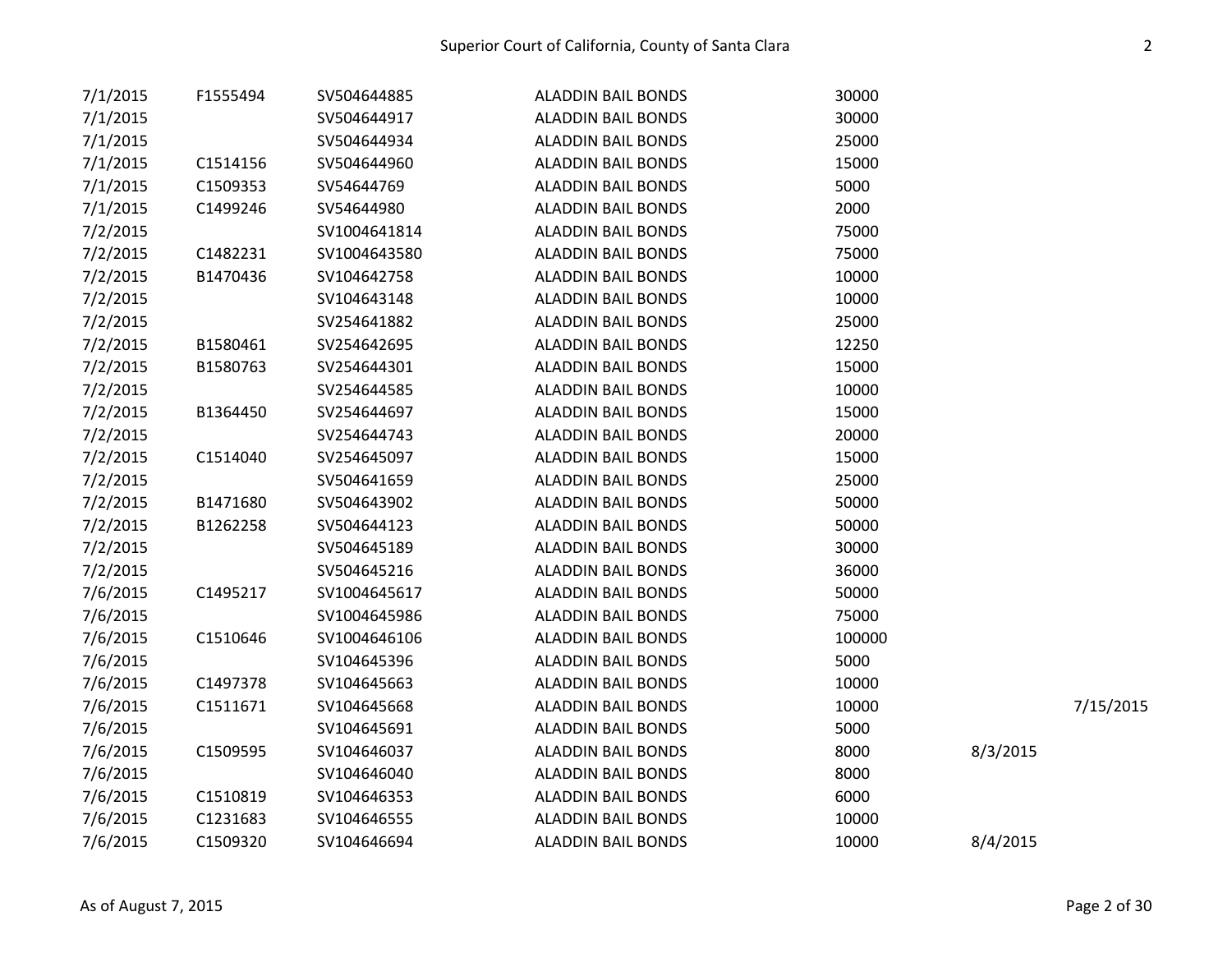| | | | | | | |
|---|---|---|---|---|---|---|
| 7/1/2015 | F1555494 | SV504644885 | ALADDIN BAIL BONDS | 30000 | | |
| 7/1/2015 | | SV504644917 | ALADDIN BAIL BONDS | 30000 | | |
| 7/1/2015 | | SV504644934 | ALADDIN BAIL BONDS | 25000 | | |
| 7/1/2015 | C1514156 | SV504644960 | ALADDIN BAIL BONDS | 15000 | | |
| 7/1/2015 | C1509353 | SV54644769 | ALADDIN BAIL BONDS | 5000 | | |
| 7/1/2015 | C1499246 | SV54644980 | ALADDIN BAIL BONDS | 2000 | | |
| 7/2/2015 | | SV1004641814 | ALADDIN BAIL BONDS | 75000 | | |
| 7/2/2015 | C1482231 | SV1004643580 | ALADDIN BAIL BONDS | 75000 | | |
| 7/2/2015 | B1470436 | SV104642758 | ALADDIN BAIL BONDS | 10000 | | |
| 7/2/2015 | | SV104643148 | ALADDIN BAIL BONDS | 10000 | | |
| 7/2/2015 | | SV254641882 | ALADDIN BAIL BONDS | 25000 | | |
| 7/2/2015 | B1580461 | SV254642695 | ALADDIN BAIL BONDS | 12250 | | |
| 7/2/2015 | B1580763 | SV254644301 | ALADDIN BAIL BONDS | 15000 | | |
| 7/2/2015 | | SV254644585 | ALADDIN BAIL BONDS | 10000 | | |
| 7/2/2015 | B1364450 | SV254644697 | ALADDIN BAIL BONDS | 15000 | | |
| 7/2/2015 | | SV254644743 | ALADDIN BAIL BONDS | 20000 | | |
| 7/2/2015 | C1514040 | SV254645097 | ALADDIN BAIL BONDS | 15000 | | |
| 7/2/2015 | | SV504641659 | ALADDIN BAIL BONDS | 25000 | | |
| 7/2/2015 | B1471680 | SV504643902 | ALADDIN BAIL BONDS | 50000 | | |
| 7/2/2015 | B1262258 | SV504644123 | ALADDIN BAIL BONDS | 50000 | | |
| 7/2/2015 | | SV504645189 | ALADDIN BAIL BONDS | 30000 | | |
| 7/2/2015 | | SV504645216 | ALADDIN BAIL BONDS | 36000 | | |
| 7/6/2015 | C1495217 | SV1004645617 | ALADDIN BAIL BONDS | 50000 | | |
| 7/6/2015 | | SV1004645986 | ALADDIN BAIL BONDS | 75000 | | |
| 7/6/2015 | C1510646 | SV1004646106 | ALADDIN BAIL BONDS | 100000 | | |
| 7/6/2015 | | SV104645396 | ALADDIN BAIL BONDS | 5000 | | |
| 7/6/2015 | C1497378 | SV104645663 | ALADDIN BAIL BONDS | 10000 | | |
| 7/6/2015 | C1511671 | SV104645668 | ALADDIN BAIL BONDS | 10000 | | 7/15/2015 |
| 7/6/2015 | | SV104645691 | ALADDIN BAIL BONDS | 5000 | | |
| 7/6/2015 | C1509595 | SV104646037 | ALADDIN BAIL BONDS | 8000 | 8/3/2015 | |
| 7/6/2015 | | SV104646040 | ALADDIN BAIL BONDS | 8000 | | |
| 7/6/2015 | C1510819 | SV104646353 | ALADDIN BAIL BONDS | 6000 | | |
| 7/6/2015 | C1231683 | SV104646555 | ALADDIN BAIL BONDS | 10000 | | |
| 7/6/2015 | C1509320 | SV104646694 | ALADDIN BAIL BONDS | 10000 | 8/4/2015 | |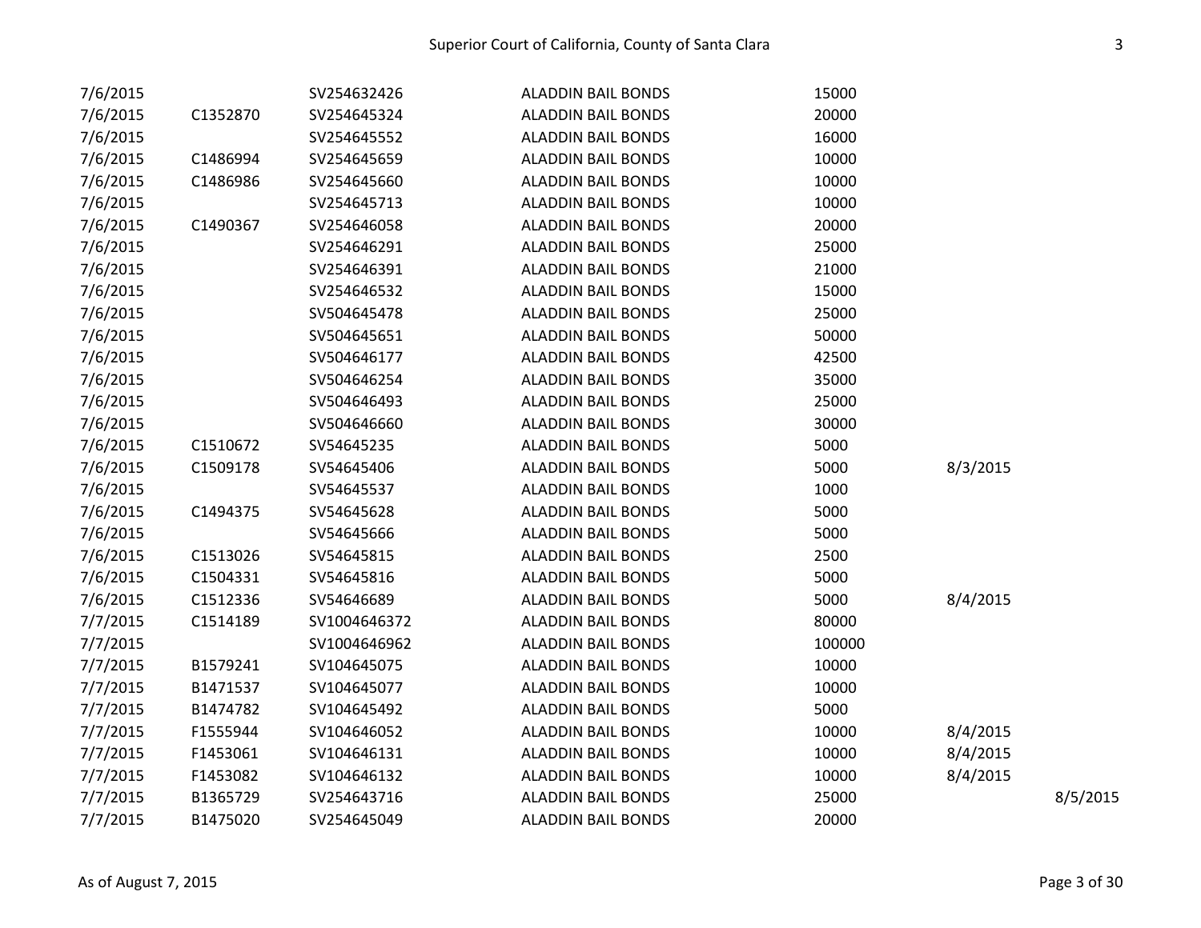| | | | | | | |
|---|---|---|---|---|---|---|
| 7/6/2015 | | SV254632426 | ALADDIN BAIL BONDS | 15000 | | |
| 7/6/2015 | C1352870 | SV254645324 | ALADDIN BAIL BONDS | 20000 | | |
| 7/6/2015 | | SV254645552 | ALADDIN BAIL BONDS | 16000 | | |
| 7/6/2015 | C1486994 | SV254645659 | ALADDIN BAIL BONDS | 10000 | | |
| 7/6/2015 | C1486986 | SV254645660 | ALADDIN BAIL BONDS | 10000 | | |
| 7/6/2015 | | SV254645713 | ALADDIN BAIL BONDS | 10000 | | |
| 7/6/2015 | C1490367 | SV254646058 | ALADDIN BAIL BONDS | 20000 | | |
| 7/6/2015 | | SV254646291 | ALADDIN BAIL BONDS | 25000 | | |
| 7/6/2015 | | SV254646391 | ALADDIN BAIL BONDS | 21000 | | |
| 7/6/2015 | | SV254646532 | ALADDIN BAIL BONDS | 15000 | | |
| 7/6/2015 | | SV504645478 | ALADDIN BAIL BONDS | 25000 | | |
| 7/6/2015 | | SV504645651 | ALADDIN BAIL BONDS | 50000 | | |
| 7/6/2015 | | SV504646177 | ALADDIN BAIL BONDS | 42500 | | |
| 7/6/2015 | | SV504646254 | ALADDIN BAIL BONDS | 35000 | | |
| 7/6/2015 | | SV504646493 | ALADDIN BAIL BONDS | 25000 | | |
| 7/6/2015 | | SV504646660 | ALADDIN BAIL BONDS | 30000 | | |
| 7/6/2015 | C1510672 | SV54645235 | ALADDIN BAIL BONDS | 5000 | | |
| 7/6/2015 | C1509178 | SV54645406 | ALADDIN BAIL BONDS | 5000 | 8/3/2015 | |
| 7/6/2015 | | SV54645537 | ALADDIN BAIL BONDS | 1000 | | |
| 7/6/2015 | C1494375 | SV54645628 | ALADDIN BAIL BONDS | 5000 | | |
| 7/6/2015 | | SV54645666 | ALADDIN BAIL BONDS | 5000 | | |
| 7/6/2015 | C1513026 | SV54645815 | ALADDIN BAIL BONDS | 2500 | | |
| 7/6/2015 | C1504331 | SV54645816 | ALADDIN BAIL BONDS | 5000 | | |
| 7/6/2015 | C1512336 | SV54646689 | ALADDIN BAIL BONDS | 5000 | 8/4/2015 | |
| 7/7/2015 | C1514189 | SV1004646372 | ALADDIN BAIL BONDS | 80000 | | |
| 7/7/2015 | | SV1004646962 | ALADDIN BAIL BONDS | 100000 | | |
| 7/7/2015 | B1579241 | SV104645075 | ALADDIN BAIL BONDS | 10000 | | |
| 7/7/2015 | B1471537 | SV104645077 | ALADDIN BAIL BONDS | 10000 | | |
| 7/7/2015 | B1474782 | SV104645492 | ALADDIN BAIL BONDS | 5000 | | |
| 7/7/2015 | F1555944 | SV104646052 | ALADDIN BAIL BONDS | 10000 | 8/4/2015 | |
| 7/7/2015 | F1453061 | SV104646131 | ALADDIN BAIL BONDS | 10000 | 8/4/2015 | |
| 7/7/2015 | F1453082 | SV104646132 | ALADDIN BAIL BONDS | 10000 | 8/4/2015 | |
| 7/7/2015 | B1365729 | SV254643716 | ALADDIN BAIL BONDS | 25000 | | 8/5/2015 |
| 7/7/2015 | B1475020 | SV254645049 | ALADDIN BAIL BONDS | 20000 | | |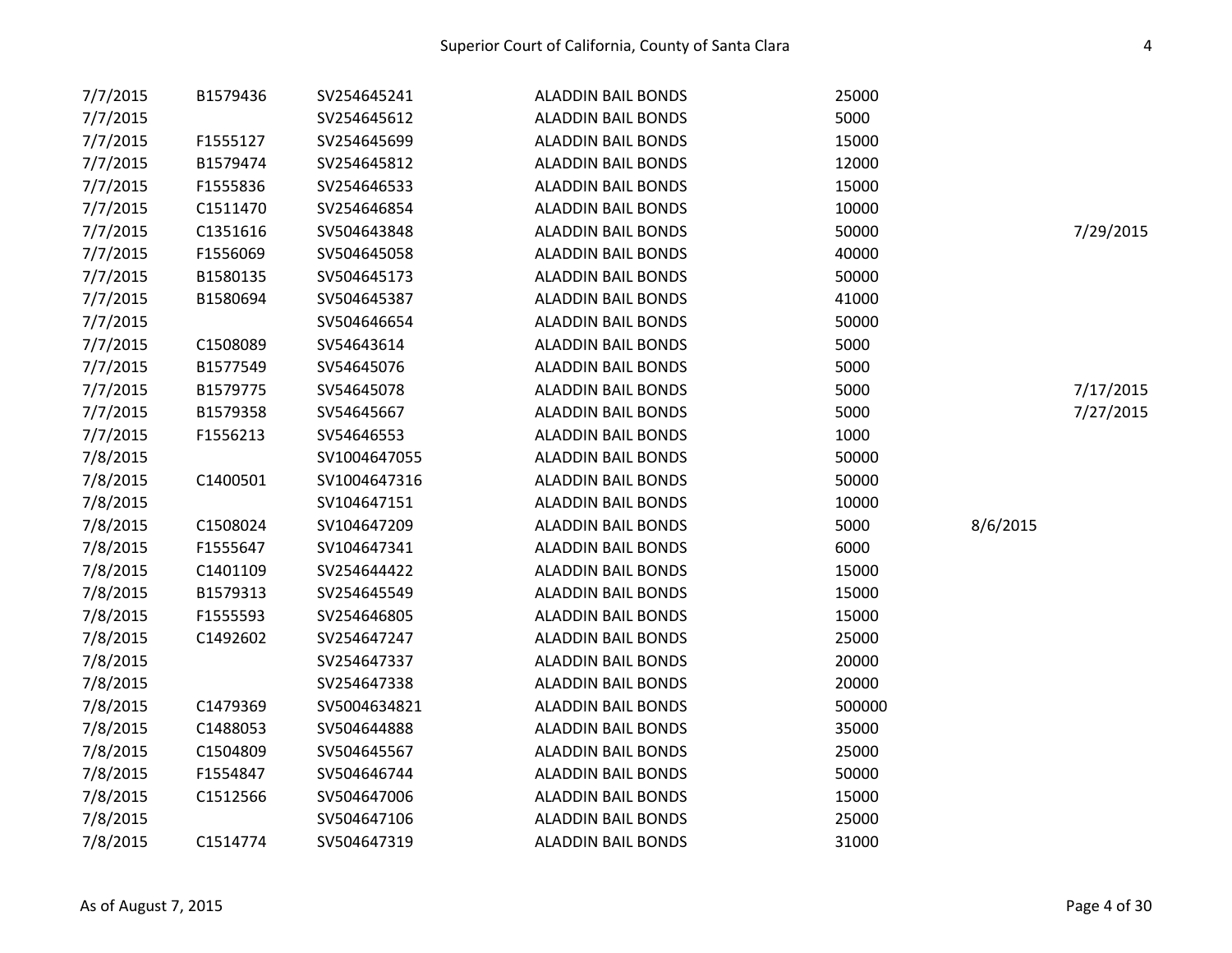| | | | | | | |
|---|---|---|---|---|---|---|
| 7/7/2015 | B1579436 | SV254645241 | ALADDIN BAIL BONDS | 25000 | | |
| 7/7/2015 | | SV254645612 | ALADDIN BAIL BONDS | 5000 | | |
| 7/7/2015 | F1555127 | SV254645699 | ALADDIN BAIL BONDS | 15000 | | |
| 7/7/2015 | B1579474 | SV254645812 | ALADDIN BAIL BONDS | 12000 | | |
| 7/7/2015 | F1555836 | SV254646533 | ALADDIN BAIL BONDS | 15000 | | |
| 7/7/2015 | C1511470 | SV254646854 | ALADDIN BAIL BONDS | 10000 | | |
| 7/7/2015 | C1351616 | SV504643848 | ALADDIN BAIL BONDS | 50000 | | 7/29/2015 |
| 7/7/2015 | F1556069 | SV504645058 | ALADDIN BAIL BONDS | 40000 | | |
| 7/7/2015 | B1580135 | SV504645173 | ALADDIN BAIL BONDS | 50000 | | |
| 7/7/2015 | B1580694 | SV504645387 | ALADDIN BAIL BONDS | 41000 | | |
| 7/7/2015 | | SV504646654 | ALADDIN BAIL BONDS | 50000 | | |
| 7/7/2015 | C1508089 | SV54643614 | ALADDIN BAIL BONDS | 5000 | | |
| 7/7/2015 | B1577549 | SV54645076 | ALADDIN BAIL BONDS | 5000 | | |
| 7/7/2015 | B1579775 | SV54645078 | ALADDIN BAIL BONDS | 5000 | | 7/17/2015 |
| 7/7/2015 | B1579358 | SV54645667 | ALADDIN BAIL BONDS | 5000 | | 7/27/2015 |
| 7/7/2015 | F1556213 | SV54646553 | ALADDIN BAIL BONDS | 1000 | | |
| 7/8/2015 | | SV1004647055 | ALADDIN BAIL BONDS | 50000 | | |
| 7/8/2015 | C1400501 | SV1004647316 | ALADDIN BAIL BONDS | 50000 | | |
| 7/8/2015 | | SV104647151 | ALADDIN BAIL BONDS | 10000 | | |
| 7/8/2015 | C1508024 | SV104647209 | ALADDIN BAIL BONDS | 5000 | 8/6/2015 | |
| 7/8/2015 | F1555647 | SV104647341 | ALADDIN BAIL BONDS | 6000 | | |
| 7/8/2015 | C1401109 | SV254644422 | ALADDIN BAIL BONDS | 15000 | | |
| 7/8/2015 | B1579313 | SV254645549 | ALADDIN BAIL BONDS | 15000 | | |
| 7/8/2015 | F1555593 | SV254646805 | ALADDIN BAIL BONDS | 15000 | | |
| 7/8/2015 | C1492602 | SV254647247 | ALADDIN BAIL BONDS | 25000 | | |
| 7/8/2015 | | SV254647337 | ALADDIN BAIL BONDS | 20000 | | |
| 7/8/2015 | | SV254647338 | ALADDIN BAIL BONDS | 20000 | | |
| 7/8/2015 | C1479369 | SV5004634821 | ALADDIN BAIL BONDS | 500000 | | |
| 7/8/2015 | C1488053 | SV504644888 | ALADDIN BAIL BONDS | 35000 | | |
| 7/8/2015 | C1504809 | SV504645567 | ALADDIN BAIL BONDS | 25000 | | |
| 7/8/2015 | F1554847 | SV504646744 | ALADDIN BAIL BONDS | 50000 | | |
| 7/8/2015 | C1512566 | SV504647006 | ALADDIN BAIL BONDS | 15000 | | |
| 7/8/2015 | | SV504647106 | ALADDIN BAIL BONDS | 25000 | | |
| 7/8/2015 | C1514774 | SV504647319 | ALADDIN BAIL BONDS | 31000 | | |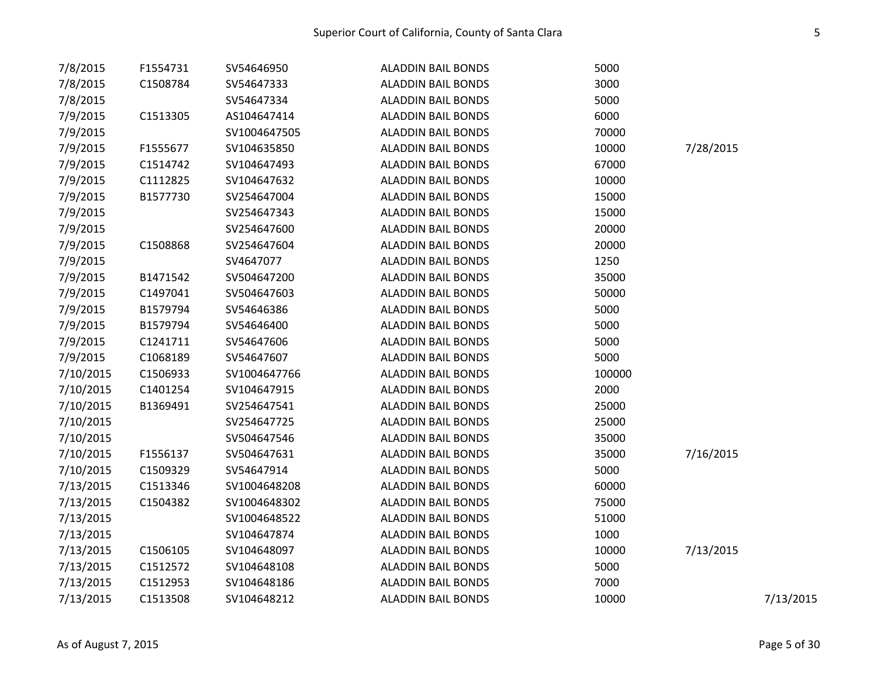|  |  |  |  |  |  |  |
|---|---|---|---|---|---|---|
| 7/8/2015 | F1554731 | SV54646950 | ALADDIN BAIL BONDS | 5000 |  |  |
| 7/8/2015 | C1508784 | SV54647333 | ALADDIN BAIL BONDS | 3000 |  |  |
| 7/8/2015 |  | SV54647334 | ALADDIN BAIL BONDS | 5000 |  |  |
| 7/9/2015 | C1513305 | AS104647414 | ALADDIN BAIL BONDS | 6000 |  |  |
| 7/9/2015 |  | SV1004647505 | ALADDIN BAIL BONDS | 70000 |  |  |
| 7/9/2015 | F1555677 | SV104635850 | ALADDIN BAIL BONDS | 10000 | 7/28/2015 |  |
| 7/9/2015 | C1514742 | SV104647493 | ALADDIN BAIL BONDS | 67000 |  |  |
| 7/9/2015 | C1112825 | SV104647632 | ALADDIN BAIL BONDS | 10000 |  |  |
| 7/9/2015 | B1577730 | SV254647004 | ALADDIN BAIL BONDS | 15000 |  |  |
| 7/9/2015 |  | SV254647343 | ALADDIN BAIL BONDS | 15000 |  |  |
| 7/9/2015 |  | SV254647600 | ALADDIN BAIL BONDS | 20000 |  |  |
| 7/9/2015 | C1508868 | SV254647604 | ALADDIN BAIL BONDS | 20000 |  |  |
| 7/9/2015 |  | SV4647077 | ALADDIN BAIL BONDS | 1250 |  |  |
| 7/9/2015 | B1471542 | SV504647200 | ALADDIN BAIL BONDS | 35000 |  |  |
| 7/9/2015 | C1497041 | SV504647603 | ALADDIN BAIL BONDS | 50000 |  |  |
| 7/9/2015 | B1579794 | SV54646386 | ALADDIN BAIL BONDS | 5000 |  |  |
| 7/9/2015 | B1579794 | SV54646400 | ALADDIN BAIL BONDS | 5000 |  |  |
| 7/9/2015 | C1241711 | SV54647606 | ALADDIN BAIL BONDS | 5000 |  |  |
| 7/9/2015 | C1068189 | SV54647607 | ALADDIN BAIL BONDS | 5000 |  |  |
| 7/10/2015 | C1506933 | SV1004647766 | ALADDIN BAIL BONDS | 100000 |  |  |
| 7/10/2015 | C1401254 | SV104647915 | ALADDIN BAIL BONDS | 2000 |  |  |
| 7/10/2015 | B1369491 | SV254647541 | ALADDIN BAIL BONDS | 25000 |  |  |
| 7/10/2015 |  | SV254647725 | ALADDIN BAIL BONDS | 25000 |  |  |
| 7/10/2015 |  | SV504647546 | ALADDIN BAIL BONDS | 35000 |  |  |
| 7/10/2015 | F1556137 | SV504647631 | ALADDIN BAIL BONDS | 35000 | 7/16/2015 |  |
| 7/10/2015 | C1509329 | SV54647914 | ALADDIN BAIL BONDS | 5000 |  |  |
| 7/13/2015 | C1513346 | SV1004648208 | ALADDIN BAIL BONDS | 60000 |  |  |
| 7/13/2015 | C1504382 | SV1004648302 | ALADDIN BAIL BONDS | 75000 |  |  |
| 7/13/2015 |  | SV1004648522 | ALADDIN BAIL BONDS | 51000 |  |  |
| 7/13/2015 |  | SV104647874 | ALADDIN BAIL BONDS | 1000 |  |  |
| 7/13/2015 | C1506105 | SV104648097 | ALADDIN BAIL BONDS | 10000 | 7/13/2015 |  |
| 7/13/2015 | C1512572 | SV104648108 | ALADDIN BAIL BONDS | 5000 |  |  |
| 7/13/2015 | C1512953 | SV104648186 | ALADDIN BAIL BONDS | 7000 |  |  |
| 7/13/2015 | C1513508 | SV104648212 | ALADDIN BAIL BONDS | 10000 |  | 7/13/2015 |

As of August 7, 2015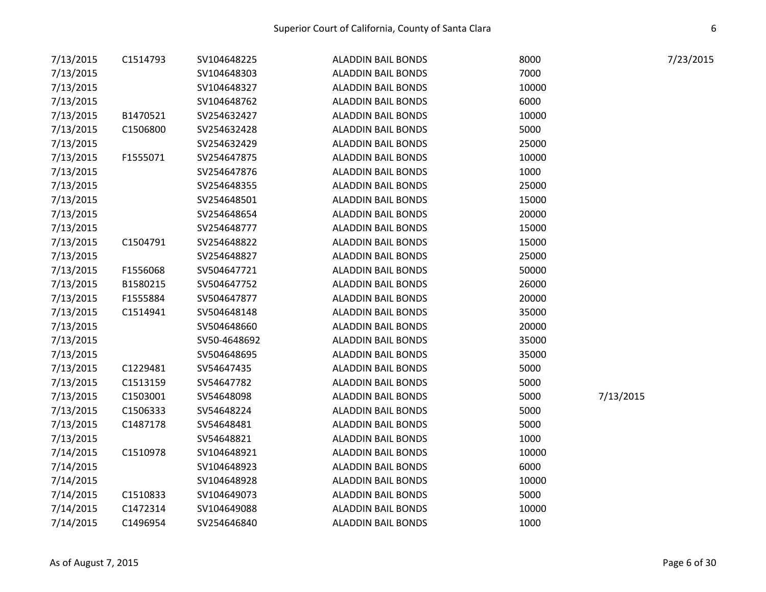| | | | | | | |
|---|---|---|---|---|---|---|
| 7/13/2015 | C1514793 | SV104648225 | ALADDIN BAIL BONDS | 8000 | | 7/23/2015 |
| 7/13/2015 | | SV104648303 | ALADDIN BAIL BONDS | 7000 | | |
| 7/13/2015 | | SV104648327 | ALADDIN BAIL BONDS | 10000 | | |
| 7/13/2015 | | SV104648762 | ALADDIN BAIL BONDS | 6000 | | |
| 7/13/2015 | B1470521 | SV254632427 | ALADDIN BAIL BONDS | 10000 | | |
| 7/13/2015 | C1506800 | SV254632428 | ALADDIN BAIL BONDS | 5000 | | |
| 7/13/2015 | | SV254632429 | ALADDIN BAIL BONDS | 25000 | | |
| 7/13/2015 | F1555071 | SV254647875 | ALADDIN BAIL BONDS | 10000 | | |
| 7/13/2015 | | SV254647876 | ALADDIN BAIL BONDS | 1000 | | |
| 7/13/2015 | | SV254648355 | ALADDIN BAIL BONDS | 25000 | | |
| 7/13/2015 | | SV254648501 | ALADDIN BAIL BONDS | 15000 | | |
| 7/13/2015 | | SV254648654 | ALADDIN BAIL BONDS | 20000 | | |
| 7/13/2015 | | SV254648777 | ALADDIN BAIL BONDS | 15000 | | |
| 7/13/2015 | C1504791 | SV254648822 | ALADDIN BAIL BONDS | 15000 | | |
| 7/13/2015 | | SV254648827 | ALADDIN BAIL BONDS | 25000 | | |
| 7/13/2015 | F1556068 | SV504647721 | ALADDIN BAIL BONDS | 50000 | | |
| 7/13/2015 | B1580215 | SV504647752 | ALADDIN BAIL BONDS | 26000 | | |
| 7/13/2015 | F1555884 | SV504647877 | ALADDIN BAIL BONDS | 20000 | | |
| 7/13/2015 | C1514941 | SV504648148 | ALADDIN BAIL BONDS | 35000 | | |
| 7/13/2015 | | SV504648660 | ALADDIN BAIL BONDS | 20000 | | |
| 7/13/2015 | | SV50-4648692 | ALADDIN BAIL BONDS | 35000 | | |
| 7/13/2015 | | SV504648695 | ALADDIN BAIL BONDS | 35000 | | |
| 7/13/2015 | C1229481 | SV54647435 | ALADDIN BAIL BONDS | 5000 | | |
| 7/13/2015 | C1513159 | SV54647782 | ALADDIN BAIL BONDS | 5000 | | |
| 7/13/2015 | C1503001 | SV54648098 | ALADDIN BAIL BONDS | 5000 | 7/13/2015 | |
| 7/13/2015 | C1506333 | SV54648224 | ALADDIN BAIL BONDS | 5000 | | |
| 7/13/2015 | C1487178 | SV54648481 | ALADDIN BAIL BONDS | 5000 | | |
| 7/13/2015 | | SV54648821 | ALADDIN BAIL BONDS | 1000 | | |
| 7/14/2015 | C1510978 | SV104648921 | ALADDIN BAIL BONDS | 10000 | | |
| 7/14/2015 | | SV104648923 | ALADDIN BAIL BONDS | 6000 | | |
| 7/14/2015 | | SV104648928 | ALADDIN BAIL BONDS | 10000 | | |
| 7/14/2015 | C1510833 | SV104649073 | ALADDIN BAIL BONDS | 5000 | | |
| 7/14/2015 | C1472314 | SV104649088 | ALADDIN BAIL BONDS | 10000 | | |
| 7/14/2015 | C1496954 | SV254646840 | ALADDIN BAIL BONDS | 1000 | | |

As of August 7, 2015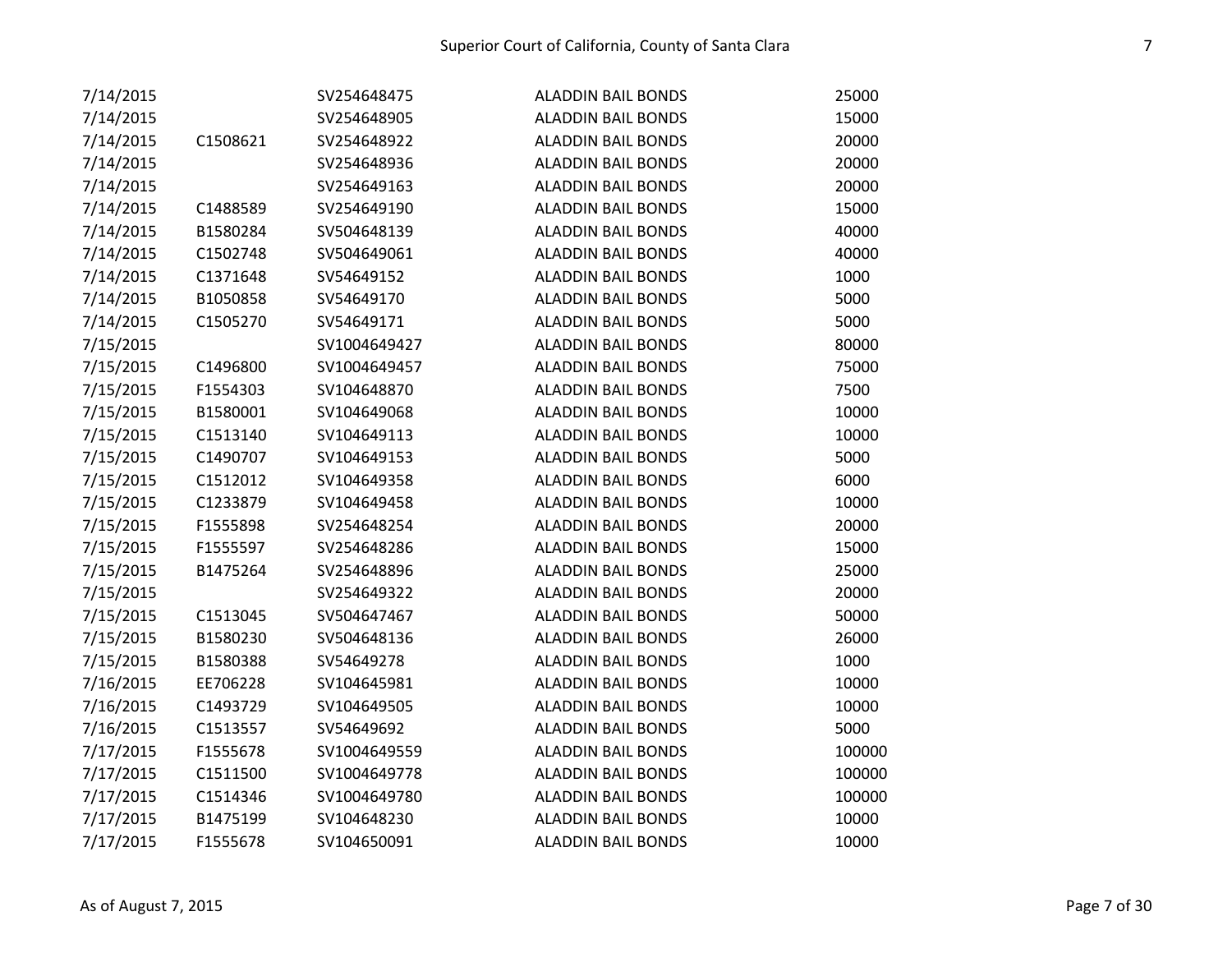| | | | | |
|---|---|---|---|---|
| 7/14/2015 | | SV254648475 | ALADDIN BAIL BONDS | 25000 |
| 7/14/2015 | | SV254648905 | ALADDIN BAIL BONDS | 15000 |
| 7/14/2015 | C1508621 | SV254648922 | ALADDIN BAIL BONDS | 20000 |
| 7/14/2015 | | SV254648936 | ALADDIN BAIL BONDS | 20000 |
| 7/14/2015 | | SV254649163 | ALADDIN BAIL BONDS | 20000 |
| 7/14/2015 | C1488589 | SV254649190 | ALADDIN BAIL BONDS | 15000 |
| 7/14/2015 | B1580284 | SV504648139 | ALADDIN BAIL BONDS | 40000 |
| 7/14/2015 | C1502748 | SV504649061 | ALADDIN BAIL BONDS | 40000 |
| 7/14/2015 | C1371648 | SV54649152 | ALADDIN BAIL BONDS | 1000 |
| 7/14/2015 | B1050858 | SV54649170 | ALADDIN BAIL BONDS | 5000 |
| 7/14/2015 | C1505270 | SV54649171 | ALADDIN BAIL BONDS | 5000 |
| 7/15/2015 | | SV1004649427 | ALADDIN BAIL BONDS | 80000 |
| 7/15/2015 | C1496800 | SV1004649457 | ALADDIN BAIL BONDS | 75000 |
| 7/15/2015 | F1554303 | SV104648870 | ALADDIN BAIL BONDS | 7500 |
| 7/15/2015 | B1580001 | SV104649068 | ALADDIN BAIL BONDS | 10000 |
| 7/15/2015 | C1513140 | SV104649113 | ALADDIN BAIL BONDS | 10000 |
| 7/15/2015 | C1490707 | SV104649153 | ALADDIN BAIL BONDS | 5000 |
| 7/15/2015 | C1512012 | SV104649358 | ALADDIN BAIL BONDS | 6000 |
| 7/15/2015 | C1233879 | SV104649458 | ALADDIN BAIL BONDS | 10000 |
| 7/15/2015 | F1555898 | SV254648254 | ALADDIN BAIL BONDS | 20000 |
| 7/15/2015 | F1555597 | SV254648286 | ALADDIN BAIL BONDS | 15000 |
| 7/15/2015 | B1475264 | SV254648896 | ALADDIN BAIL BONDS | 25000 |
| 7/15/2015 | | SV254649322 | ALADDIN BAIL BONDS | 20000 |
| 7/15/2015 | C1513045 | SV504647467 | ALADDIN BAIL BONDS | 50000 |
| 7/15/2015 | B1580230 | SV504648136 | ALADDIN BAIL BONDS | 26000 |
| 7/15/2015 | B1580388 | SV54649278 | ALADDIN BAIL BONDS | 1000 |
| 7/16/2015 | EE706228 | SV104645981 | ALADDIN BAIL BONDS | 10000 |
| 7/16/2015 | C1493729 | SV104649505 | ALADDIN BAIL BONDS | 10000 |
| 7/16/2015 | C1513557 | SV54649692 | ALADDIN BAIL BONDS | 5000 |
| 7/17/2015 | F1555678 | SV1004649559 | ALADDIN BAIL BONDS | 100000 |
| 7/17/2015 | C1511500 | SV1004649778 | ALADDIN BAIL BONDS | 100000 |
| 7/17/2015 | C1514346 | SV1004649780 | ALADDIN BAIL BONDS | 100000 |
| 7/17/2015 | B1475199 | SV104648230 | ALADDIN BAIL BONDS | 10000 |
| 7/17/2015 | F1555678 | SV104650091 | ALADDIN BAIL BONDS | 10000 |

As of August 7, 2015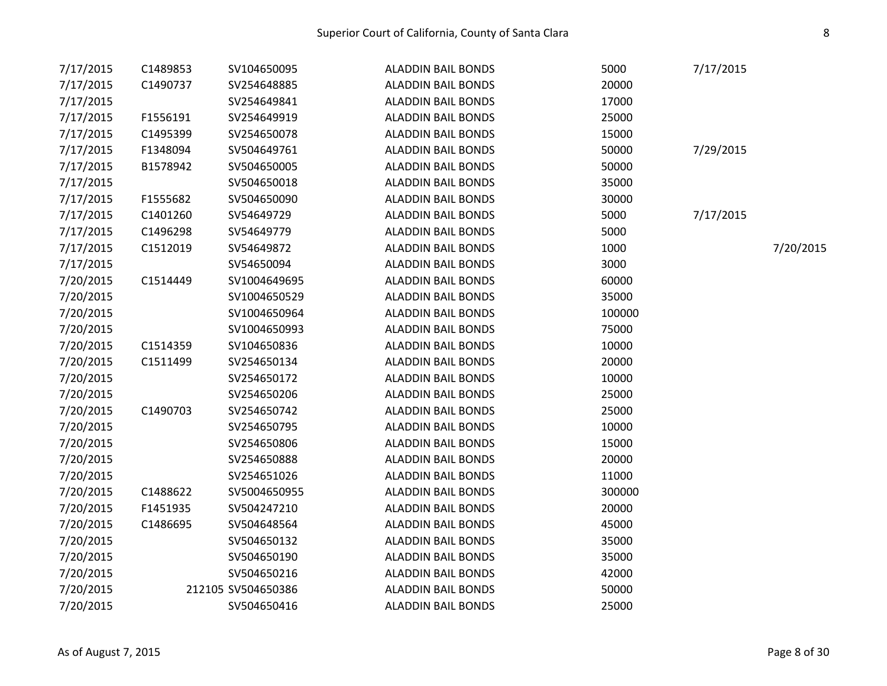| | | | | | | |
|---|---|---|---|---|---|---|
| 7/17/2015 | C1489853 | SV104650095 | ALADDIN BAIL BONDS | 5000 | 7/17/2015 | |
| 7/17/2015 | C1490737 | SV254648885 | ALADDIN BAIL BONDS | 20000 | | |
| 7/17/2015 | | SV254649841 | ALADDIN BAIL BONDS | 17000 | | |
| 7/17/2015 | F1556191 | SV254649919 | ALADDIN BAIL BONDS | 25000 | | |
| 7/17/2015 | C1495399 | SV254650078 | ALADDIN BAIL BONDS | 15000 | | |
| 7/17/2015 | F1348094 | SV504649761 | ALADDIN BAIL BONDS | 50000 | 7/29/2015 | |
| 7/17/2015 | B1578942 | SV504650005 | ALADDIN BAIL BONDS | 50000 | | |
| 7/17/2015 | | SV504650018 | ALADDIN BAIL BONDS | 35000 | | |
| 7/17/2015 | F1555682 | SV504650090 | ALADDIN BAIL BONDS | 30000 | | |
| 7/17/2015 | C1401260 | SV54649729 | ALADDIN BAIL BONDS | 5000 | 7/17/2015 | |
| 7/17/2015 | C1496298 | SV54649779 | ALADDIN BAIL BONDS | 5000 | | |
| 7/17/2015 | C1512019 | SV54649872 | ALADDIN BAIL BONDS | 1000 | | 7/20/2015 |
| 7/17/2015 | | SV54650094 | ALADDIN BAIL BONDS | 3000 | | |
| 7/20/2015 | C1514449 | SV1004649695 | ALADDIN BAIL BONDS | 60000 | | |
| 7/20/2015 | | SV1004650529 | ALADDIN BAIL BONDS | 35000 | | |
| 7/20/2015 | | SV1004650964 | ALADDIN BAIL BONDS | 100000 | | |
| 7/20/2015 | | SV1004650993 | ALADDIN BAIL BONDS | 75000 | | |
| 7/20/2015 | C1514359 | SV104650836 | ALADDIN BAIL BONDS | 10000 | | |
| 7/20/2015 | C1511499 | SV254650134 | ALADDIN BAIL BONDS | 20000 | | |
| 7/20/2015 | | SV254650172 | ALADDIN BAIL BONDS | 10000 | | |
| 7/20/2015 | | SV254650206 | ALADDIN BAIL BONDS | 25000 | | |
| 7/20/2015 | C1490703 | SV254650742 | ALADDIN BAIL BONDS | 25000 | | |
| 7/20/2015 | | SV254650795 | ALADDIN BAIL BONDS | 10000 | | |
| 7/20/2015 | | SV254650806 | ALADDIN BAIL BONDS | 15000 | | |
| 7/20/2015 | | SV254650888 | ALADDIN BAIL BONDS | 20000 | | |
| 7/20/2015 | | SV254651026 | ALADDIN BAIL BONDS | 11000 | | |
| 7/20/2015 | C1488622 | SV5004650955 | ALADDIN BAIL BONDS | 300000 | | |
| 7/20/2015 | F1451935 | SV504247210 | ALADDIN BAIL BONDS | 20000 | | |
| 7/20/2015 | C1486695 | SV504648564 | ALADDIN BAIL BONDS | 45000 | | |
| 7/20/2015 | | SV504650132 | ALADDIN BAIL BONDS | 35000 | | |
| 7/20/2015 | | SV504650190 | ALADDIN BAIL BONDS | 35000 | | |
| 7/20/2015 | | SV504650216 | ALADDIN BAIL BONDS | 42000 | | |
| 7/20/2015 | 212105 | SV504650386 | ALADDIN BAIL BONDS | 50000 | | |
| 7/20/2015 | | SV504650416 | ALADDIN BAIL BONDS | 25000 | | |

As of August 7, 2015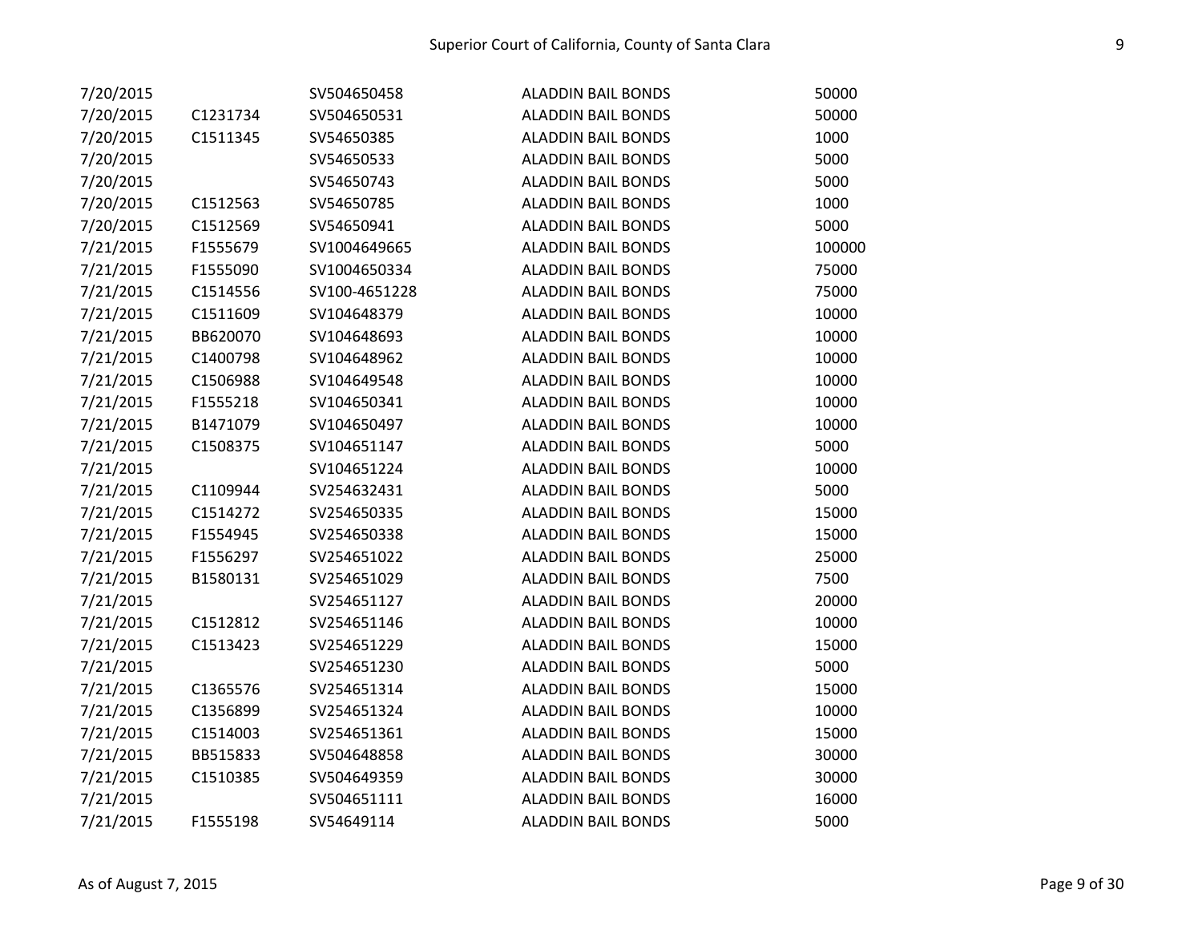| | | | | |
|---|---|---|---|---|
| 7/20/2015 | | SV504650458 | ALADDIN BAIL BONDS | 50000 |
| 7/20/2015 | C1231734 | SV504650531 | ALADDIN BAIL BONDS | 50000 |
| 7/20/2015 | C1511345 | SV54650385 | ALADDIN BAIL BONDS | 1000 |
| 7/20/2015 | | SV54650533 | ALADDIN BAIL BONDS | 5000 |
| 7/20/2015 | | SV54650743 | ALADDIN BAIL BONDS | 5000 |
| 7/20/2015 | C1512563 | SV54650785 | ALADDIN BAIL BONDS | 1000 |
| 7/20/2015 | C1512569 | SV54650941 | ALADDIN BAIL BONDS | 5000 |
| 7/21/2015 | F1555679 | SV1004649665 | ALADDIN BAIL BONDS | 100000 |
| 7/21/2015 | F1555090 | SV1004650334 | ALADDIN BAIL BONDS | 75000 |
| 7/21/2015 | C1514556 | SV100-4651228 | ALADDIN BAIL BONDS | 75000 |
| 7/21/2015 | C1511609 | SV104648379 | ALADDIN BAIL BONDS | 10000 |
| 7/21/2015 | BB620070 | SV104648693 | ALADDIN BAIL BONDS | 10000 |
| 7/21/2015 | C1400798 | SV104648962 | ALADDIN BAIL BONDS | 10000 |
| 7/21/2015 | C1506988 | SV104649548 | ALADDIN BAIL BONDS | 10000 |
| 7/21/2015 | F1555218 | SV104650341 | ALADDIN BAIL BONDS | 10000 |
| 7/21/2015 | B1471079 | SV104650497 | ALADDIN BAIL BONDS | 10000 |
| 7/21/2015 | C1508375 | SV104651147 | ALADDIN BAIL BONDS | 5000 |
| 7/21/2015 | | SV104651224 | ALADDIN BAIL BONDS | 10000 |
| 7/21/2015 | C1109944 | SV254632431 | ALADDIN BAIL BONDS | 5000 |
| 7/21/2015 | C1514272 | SV254650335 | ALADDIN BAIL BONDS | 15000 |
| 7/21/2015 | F1554945 | SV254650338 | ALADDIN BAIL BONDS | 15000 |
| 7/21/2015 | F1556297 | SV254651022 | ALADDIN BAIL BONDS | 25000 |
| 7/21/2015 | B1580131 | SV254651029 | ALADDIN BAIL BONDS | 7500 |
| 7/21/2015 | | SV254651127 | ALADDIN BAIL BONDS | 20000 |
| 7/21/2015 | C1512812 | SV254651146 | ALADDIN BAIL BONDS | 10000 |
| 7/21/2015 | C1513423 | SV254651229 | ALADDIN BAIL BONDS | 15000 |
| 7/21/2015 | | SV254651230 | ALADDIN BAIL BONDS | 5000 |
| 7/21/2015 | C1365576 | SV254651314 | ALADDIN BAIL BONDS | 15000 |
| 7/21/2015 | C1356899 | SV254651324 | ALADDIN BAIL BONDS | 10000 |
| 7/21/2015 | C1514003 | SV254651361 | ALADDIN BAIL BONDS | 15000 |
| 7/21/2015 | BB515833 | SV504648858 | ALADDIN BAIL BONDS | 30000 |
| 7/21/2015 | C1510385 | SV504649359 | ALADDIN BAIL BONDS | 30000 |
| 7/21/2015 | | SV504651111 | ALADDIN BAIL BONDS | 16000 |
| 7/21/2015 | F1555198 | SV54649114 | ALADDIN BAIL BONDS | 5000 |

As of August 7, 2015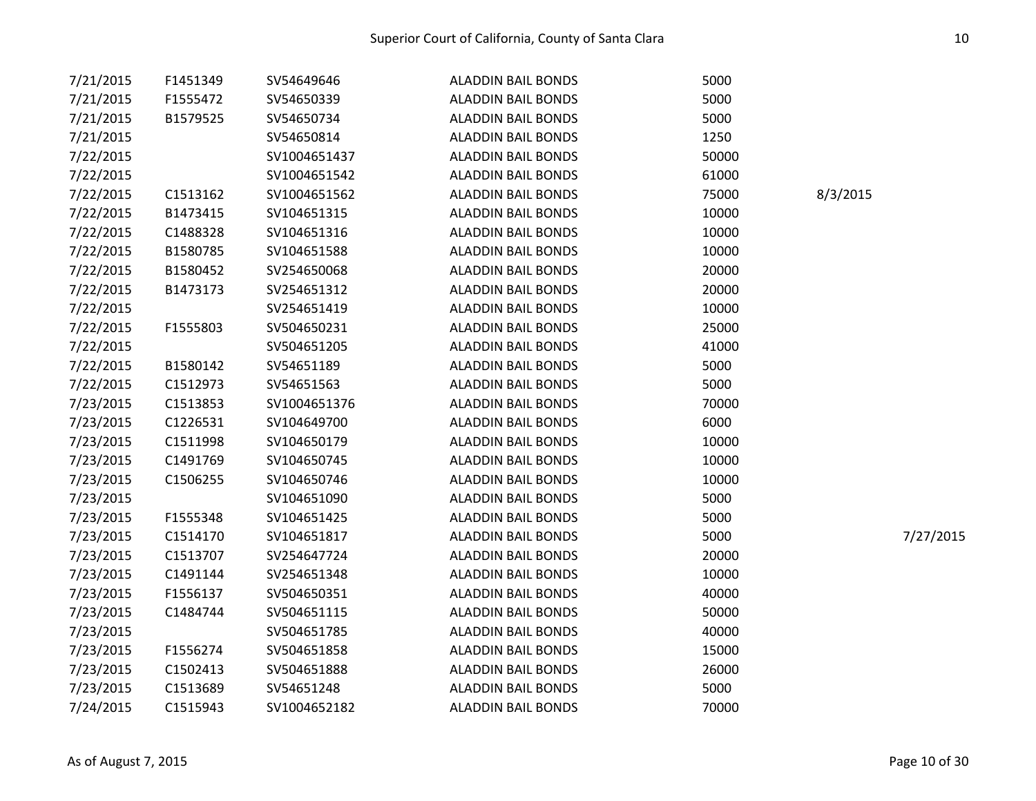| | | | | | | |
|---|---|---|---|---|---|---|
| 7/21/2015 | F1451349 | SV54649646 | ALADDIN BAIL BONDS | 5000 | | |
| 7/21/2015 | F1555472 | SV54650339 | ALADDIN BAIL BONDS | 5000 | | |
| 7/21/2015 | B1579525 | SV54650734 | ALADDIN BAIL BONDS | 5000 | | |
| 7/21/2015 | | SV54650814 | ALADDIN BAIL BONDS | 1250 | | |
| 7/22/2015 | | SV1004651437 | ALADDIN BAIL BONDS | 50000 | | |
| 7/22/2015 | | SV1004651542 | ALADDIN BAIL BONDS | 61000 | | |
| 7/22/2015 | C1513162 | SV1004651562 | ALADDIN BAIL BONDS | 75000 | 8/3/2015 | |
| 7/22/2015 | B1473415 | SV104651315 | ALADDIN BAIL BONDS | 10000 | | |
| 7/22/2015 | C1488328 | SV104651316 | ALADDIN BAIL BONDS | 10000 | | |
| 7/22/2015 | B1580785 | SV104651588 | ALADDIN BAIL BONDS | 10000 | | |
| 7/22/2015 | B1580452 | SV254650068 | ALADDIN BAIL BONDS | 20000 | | |
| 7/22/2015 | B1473173 | SV254651312 | ALADDIN BAIL BONDS | 20000 | | |
| 7/22/2015 | | SV254651419 | ALADDIN BAIL BONDS | 10000 | | |
| 7/22/2015 | F1555803 | SV504650231 | ALADDIN BAIL BONDS | 25000 | | |
| 7/22/2015 | | SV504651205 | ALADDIN BAIL BONDS | 41000 | | |
| 7/22/2015 | B1580142 | SV54651189 | ALADDIN BAIL BONDS | 5000 | | |
| 7/22/2015 | C1512973 | SV54651563 | ALADDIN BAIL BONDS | 5000 | | |
| 7/23/2015 | C1513853 | SV1004651376 | ALADDIN BAIL BONDS | 70000 | | |
| 7/23/2015 | C1226531 | SV104649700 | ALADDIN BAIL BONDS | 6000 | | |
| 7/23/2015 | C1511998 | SV104650179 | ALADDIN BAIL BONDS | 10000 | | |
| 7/23/2015 | C1491769 | SV104650745 | ALADDIN BAIL BONDS | 10000 | | |
| 7/23/2015 | C1506255 | SV104650746 | ALADDIN BAIL BONDS | 10000 | | |
| 7/23/2015 | | SV104651090 | ALADDIN BAIL BONDS | 5000 | | |
| 7/23/2015 | F1555348 | SV104651425 | ALADDIN BAIL BONDS | 5000 | | |
| 7/23/2015 | C1514170 | SV104651817 | ALADDIN BAIL BONDS | 5000 | | 7/27/2015 |
| 7/23/2015 | C1513707 | SV254647724 | ALADDIN BAIL BONDS | 20000 | | |
| 7/23/2015 | C1491144 | SV254651348 | ALADDIN BAIL BONDS | 10000 | | |
| 7/23/2015 | F1556137 | SV504650351 | ALADDIN BAIL BONDS | 40000 | | |
| 7/23/2015 | C1484744 | SV504651115 | ALADDIN BAIL BONDS | 50000 | | |
| 7/23/2015 | | SV504651785 | ALADDIN BAIL BONDS | 40000 | | |
| 7/23/2015 | F1556274 | SV504651858 | ALADDIN BAIL BONDS | 15000 | | |
| 7/23/2015 | C1502413 | SV504651888 | ALADDIN BAIL BONDS | 26000 | | |
| 7/23/2015 | C1513689 | SV54651248 | ALADDIN BAIL BONDS | 5000 | | |
| 7/24/2015 | C1515943 | SV1004652182 | ALADDIN BAIL BONDS | 70000 | | |

As of August 7, 2015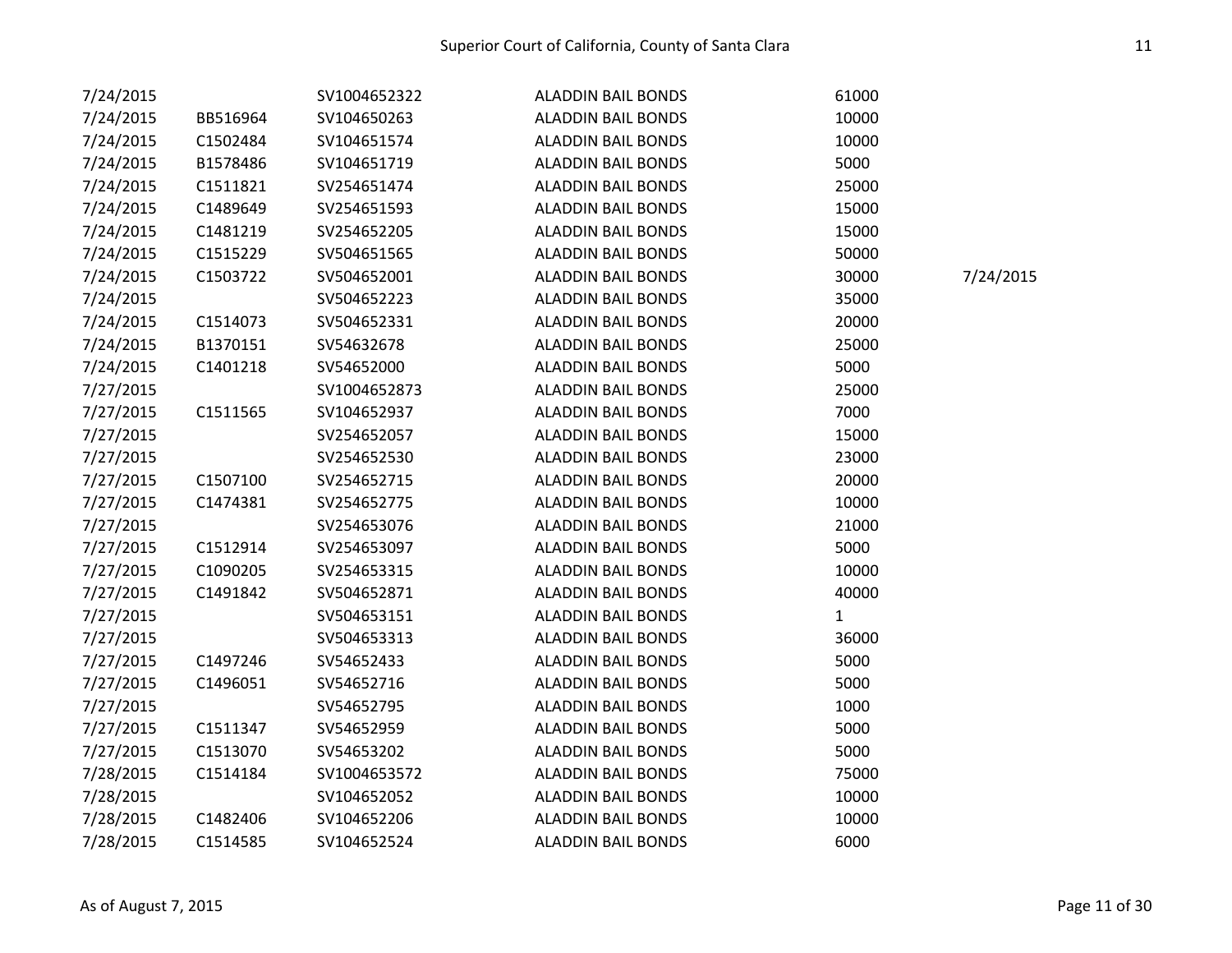| | | | | | |
|---|---|---|---|---|---|
| 7/24/2015 | | SV1004652322 | ALADDIN BAIL BONDS | 61000 | |
| 7/24/2015 | BB516964 | SV104650263 | ALADDIN BAIL BONDS | 10000 | |
| 7/24/2015 | C1502484 | SV104651574 | ALADDIN BAIL BONDS | 10000 | |
| 7/24/2015 | B1578486 | SV104651719 | ALADDIN BAIL BONDS | 5000 | |
| 7/24/2015 | C1511821 | SV254651474 | ALADDIN BAIL BONDS | 25000 | |
| 7/24/2015 | C1489649 | SV254651593 | ALADDIN BAIL BONDS | 15000 | |
| 7/24/2015 | C1481219 | SV254652205 | ALADDIN BAIL BONDS | 15000 | |
| 7/24/2015 | C1515229 | SV504651565 | ALADDIN BAIL BONDS | 50000 | |
| 7/24/2015 | C1503722 | SV504652001 | ALADDIN BAIL BONDS | 30000 | 7/24/2015 |
| 7/24/2015 | | SV504652223 | ALADDIN BAIL BONDS | 35000 | |
| 7/24/2015 | C1514073 | SV504652331 | ALADDIN BAIL BONDS | 20000 | |
| 7/24/2015 | B1370151 | SV54632678 | ALADDIN BAIL BONDS | 25000 | |
| 7/24/2015 | C1401218 | SV54652000 | ALADDIN BAIL BONDS | 5000 | |
| 7/27/2015 | | SV1004652873 | ALADDIN BAIL BONDS | 25000 | |
| 7/27/2015 | C1511565 | SV104652937 | ALADDIN BAIL BONDS | 7000 | |
| 7/27/2015 | | SV254652057 | ALADDIN BAIL BONDS | 15000 | |
| 7/27/2015 | | SV254652530 | ALADDIN BAIL BONDS | 23000 | |
| 7/27/2015 | C1507100 | SV254652715 | ALADDIN BAIL BONDS | 20000 | |
| 7/27/2015 | C1474381 | SV254652775 | ALADDIN BAIL BONDS | 10000 | |
| 7/27/2015 | | SV254653076 | ALADDIN BAIL BONDS | 21000 | |
| 7/27/2015 | C1512914 | SV254653097 | ALADDIN BAIL BONDS | 5000 | |
| 7/27/2015 | C1090205 | SV254653315 | ALADDIN BAIL BONDS | 10000 | |
| 7/27/2015 | C1491842 | SV504652871 | ALADDIN BAIL BONDS | 40000 | |
| 7/27/2015 | | SV504653151 | ALADDIN BAIL BONDS | 1 | |
| 7/27/2015 | | SV504653313 | ALADDIN BAIL BONDS | 36000 | |
| 7/27/2015 | C1497246 | SV54652433 | ALADDIN BAIL BONDS | 5000 | |
| 7/27/2015 | C1496051 | SV54652716 | ALADDIN BAIL BONDS | 5000 | |
| 7/27/2015 | | SV54652795 | ALADDIN BAIL BONDS | 1000 | |
| 7/27/2015 | C1511347 | SV54652959 | ALADDIN BAIL BONDS | 5000 | |
| 7/27/2015 | C1513070 | SV54653202 | ALADDIN BAIL BONDS | 5000 | |
| 7/28/2015 | C1514184 | SV1004653572 | ALADDIN BAIL BONDS | 75000 | |
| 7/28/2015 | | SV104652052 | ALADDIN BAIL BONDS | 10000 | |
| 7/28/2015 | C1482406 | SV104652206 | ALADDIN BAIL BONDS | 10000 | |
| 7/28/2015 | C1514585 | SV104652524 | ALADDIN BAIL BONDS | 6000 | |

As of August 7, 2015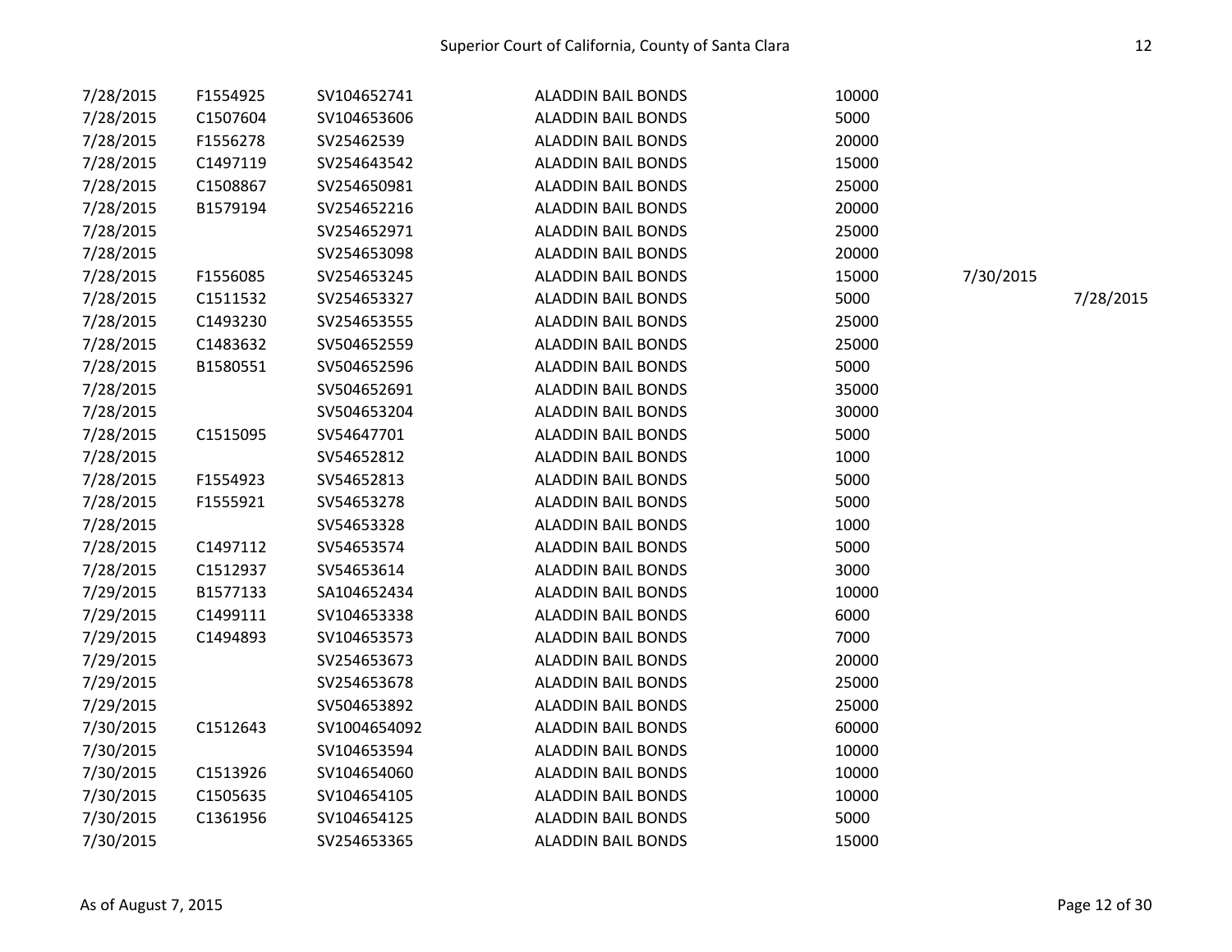| | | | | | | |
|---|---|---|---|---|---|---|
| 7/28/2015 | F1554925 | SV104652741 | ALADDIN BAIL BONDS | 10000 | | |
| 7/28/2015 | C1507604 | SV104653606 | ALADDIN BAIL BONDS | 5000 | | |
| 7/28/2015 | F1556278 | SV25462539 | ALADDIN BAIL BONDS | 20000 | | |
| 7/28/2015 | C1497119 | SV254643542 | ALADDIN BAIL BONDS | 15000 | | |
| 7/28/2015 | C1508867 | SV254650981 | ALADDIN BAIL BONDS | 25000 | | |
| 7/28/2015 | B1579194 | SV254652216 | ALADDIN BAIL BONDS | 20000 | | |
| 7/28/2015 | | SV254652971 | ALADDIN BAIL BONDS | 25000 | | |
| 7/28/2015 | | SV254653098 | ALADDIN BAIL BONDS | 20000 | | |
| 7/28/2015 | F1556085 | SV254653245 | ALADDIN BAIL BONDS | 15000 | 7/30/2015 | |
| 7/28/2015 | C1511532 | SV254653327 | ALADDIN BAIL BONDS | 5000 | | 7/28/2015 |
| 7/28/2015 | C1493230 | SV254653555 | ALADDIN BAIL BONDS | 25000 | | |
| 7/28/2015 | C1483632 | SV504652559 | ALADDIN BAIL BONDS | 25000 | | |
| 7/28/2015 | B1580551 | SV504652596 | ALADDIN BAIL BONDS | 5000 | | |
| 7/28/2015 | | SV504652691 | ALADDIN BAIL BONDS | 35000 | | |
| 7/28/2015 | | SV504653204 | ALADDIN BAIL BONDS | 30000 | | |
| 7/28/2015 | C1515095 | SV54647701 | ALADDIN BAIL BONDS | 5000 | | |
| 7/28/2015 | | SV54652812 | ALADDIN BAIL BONDS | 1000 | | |
| 7/28/2015 | F1554923 | SV54652813 | ALADDIN BAIL BONDS | 5000 | | |
| 7/28/2015 | F1555921 | SV54653278 | ALADDIN BAIL BONDS | 5000 | | |
| 7/28/2015 | | SV54653328 | ALADDIN BAIL BONDS | 1000 | | |
| 7/28/2015 | C1497112 | SV54653574 | ALADDIN BAIL BONDS | 5000 | | |
| 7/28/2015 | C1512937 | SV54653614 | ALADDIN BAIL BONDS | 3000 | | |
| 7/29/2015 | B1577133 | SA104652434 | ALADDIN BAIL BONDS | 10000 | | |
| 7/29/2015 | C1499111 | SV104653338 | ALADDIN BAIL BONDS | 6000 | | |
| 7/29/2015 | C1494893 | SV104653573 | ALADDIN BAIL BONDS | 7000 | | |
| 7/29/2015 | | SV254653673 | ALADDIN BAIL BONDS | 20000 | | |
| 7/29/2015 | | SV254653678 | ALADDIN BAIL BONDS | 25000 | | |
| 7/29/2015 | | SV504653892 | ALADDIN BAIL BONDS | 25000 | | |
| 7/30/2015 | C1512643 | SV1004654092 | ALADDIN BAIL BONDS | 60000 | | |
| 7/30/2015 | | SV104653594 | ALADDIN BAIL BONDS | 10000 | | |
| 7/30/2015 | C1513926 | SV104654060 | ALADDIN BAIL BONDS | 10000 | | |
| 7/30/2015 | C1505635 | SV104654105 | ALADDIN BAIL BONDS | 10000 | | |
| 7/30/2015 | C1361956 | SV104654125 | ALADDIN BAIL BONDS | 5000 | | |
| 7/30/2015 | | SV254653365 | ALADDIN BAIL BONDS | 15000 | | |

As of August 7, 2015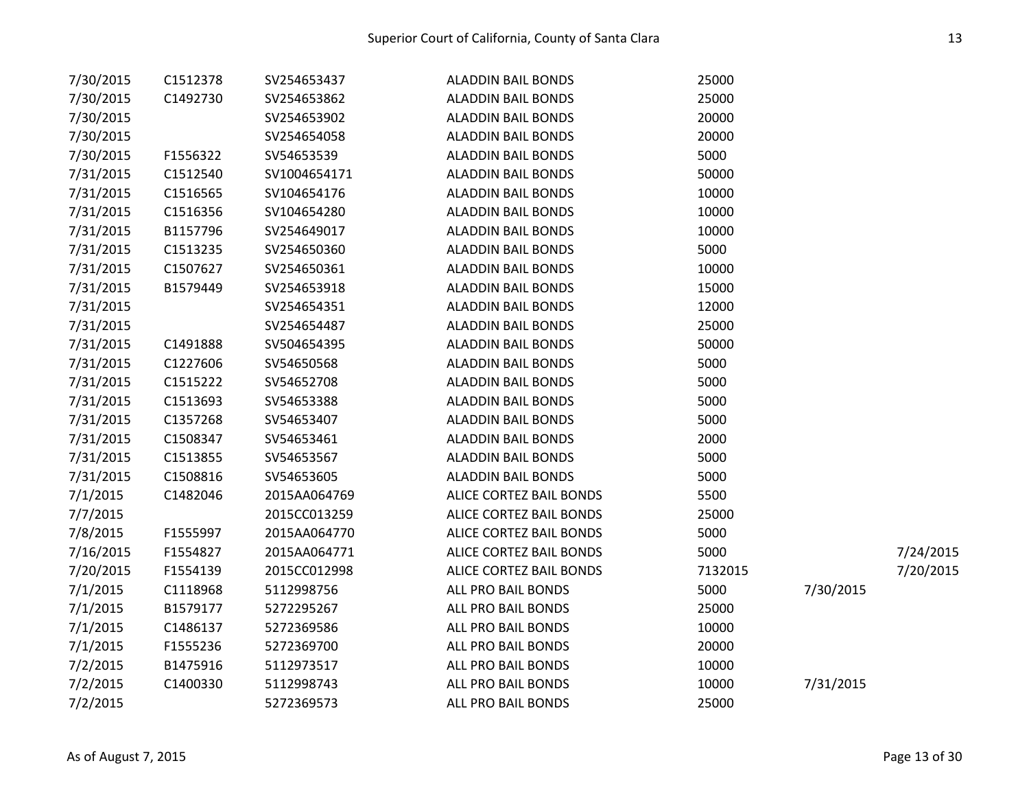| | | | | | | |
|---|---|---|---|---|---|---|
| 7/30/2015 | C1512378 | SV254653437 | ALADDIN BAIL BONDS | 25000 | | |
| 7/30/2015 | C1492730 | SV254653862 | ALADDIN BAIL BONDS | 25000 | | |
| 7/30/2015 | | SV254653902 | ALADDIN BAIL BONDS | 20000 | | |
| 7/30/2015 | | SV254654058 | ALADDIN BAIL BONDS | 20000 | | |
| 7/30/2015 | F1556322 | SV54653539 | ALADDIN BAIL BONDS | 5000 | | |
| 7/31/2015 | C1512540 | SV1004654171 | ALADDIN BAIL BONDS | 50000 | | |
| 7/31/2015 | C1516565 | SV104654176 | ALADDIN BAIL BONDS | 10000 | | |
| 7/31/2015 | C1516356 | SV104654280 | ALADDIN BAIL BONDS | 10000 | | |
| 7/31/2015 | B1157796 | SV254649017 | ALADDIN BAIL BONDS | 10000 | | |
| 7/31/2015 | C1513235 | SV254650360 | ALADDIN BAIL BONDS | 5000 | | |
| 7/31/2015 | C1507627 | SV254650361 | ALADDIN BAIL BONDS | 10000 | | |
| 7/31/2015 | B1579449 | SV254653918 | ALADDIN BAIL BONDS | 15000 | | |
| 7/31/2015 | | SV254654351 | ALADDIN BAIL BONDS | 12000 | | |
| 7/31/2015 | | SV254654487 | ALADDIN BAIL BONDS | 25000 | | |
| 7/31/2015 | C1491888 | SV504654395 | ALADDIN BAIL BONDS | 50000 | | |
| 7/31/2015 | C1227606 | SV54650568 | ALADDIN BAIL BONDS | 5000 | | |
| 7/31/2015 | C1515222 | SV54652708 | ALADDIN BAIL BONDS | 5000 | | |
| 7/31/2015 | C1513693 | SV54653388 | ALADDIN BAIL BONDS | 5000 | | |
| 7/31/2015 | C1357268 | SV54653407 | ALADDIN BAIL BONDS | 5000 | | |
| 7/31/2015 | C1508347 | SV54653461 | ALADDIN BAIL BONDS | 2000 | | |
| 7/31/2015 | C1513855 | SV54653567 | ALADDIN BAIL BONDS | 5000 | | |
| 7/31/2015 | C1508816 | SV54653605 | ALADDIN BAIL BONDS | 5000 | | |
| 7/1/2015 | C1482046 | 2015AA064769 | ALICE CORTEZ BAIL BONDS | 5500 | | |
| 7/7/2015 | | 2015CC013259 | ALICE CORTEZ BAIL BONDS | 25000 | | |
| 7/8/2015 | F1555997 | 2015AA064770 | ALICE CORTEZ BAIL BONDS | 5000 | | |
| 7/16/2015 | F1554827 | 2015AA064771 | ALICE CORTEZ BAIL BONDS | 5000 | | 7/24/2015 |
| 7/20/2015 | F1554139 | 2015CC012998 | ALICE CORTEZ BAIL BONDS | 7132015 | | 7/20/2015 |
| 7/1/2015 | C1118968 | 5112998756 | ALL PRO BAIL BONDS | 5000 | 7/30/2015 | |
| 7/1/2015 | B1579177 | 5272295267 | ALL PRO BAIL BONDS | 25000 | | |
| 7/1/2015 | C1486137 | 5272369586 | ALL PRO BAIL BONDS | 10000 | | |
| 7/1/2015 | F1555236 | 5272369700 | ALL PRO BAIL BONDS | 20000 | | |
| 7/2/2015 | B1475916 | 5112973517 | ALL PRO BAIL BONDS | 10000 | | |
| 7/2/2015 | C1400330 | 5112998743 | ALL PRO BAIL BONDS | 10000 | 7/31/2015 | |
| 7/2/2015 | | 5272369573 | ALL PRO BAIL BONDS | 25000 | | |

As of August 7, 2015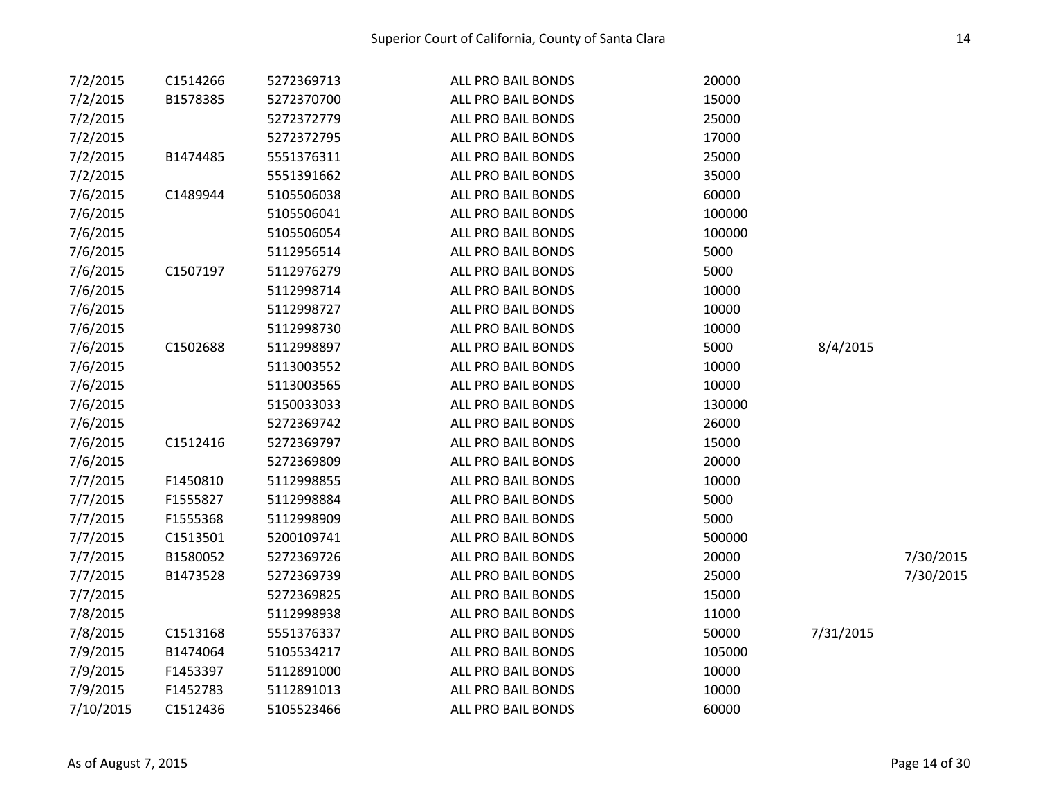| | | | | | | |
|---|---|---|---|---|---|---|
| 7/2/2015 | C1514266 | 5272369713 | ALL PRO BAIL BONDS | 20000 | | |
| 7/2/2015 | B1578385 | 5272370700 | ALL PRO BAIL BONDS | 15000 | | |
| 7/2/2015 | | 5272372779 | ALL PRO BAIL BONDS | 25000 | | |
| 7/2/2015 | | 5272372795 | ALL PRO BAIL BONDS | 17000 | | |
| 7/2/2015 | B1474485 | 5551376311 | ALL PRO BAIL BONDS | 25000 | | |
| 7/2/2015 | | 5551391662 | ALL PRO BAIL BONDS | 35000 | | |
| 7/6/2015 | C1489944 | 5105506038 | ALL PRO BAIL BONDS | 60000 | | |
| 7/6/2015 | | 5105506041 | ALL PRO BAIL BONDS | 100000 | | |
| 7/6/2015 | | 5105506054 | ALL PRO BAIL BONDS | 100000 | | |
| 7/6/2015 | | 5112956514 | ALL PRO BAIL BONDS | 5000 | | |
| 7/6/2015 | C1507197 | 5112976279 | ALL PRO BAIL BONDS | 5000 | | |
| 7/6/2015 | | 5112998714 | ALL PRO BAIL BONDS | 10000 | | |
| 7/6/2015 | | 5112998727 | ALL PRO BAIL BONDS | 10000 | | |
| 7/6/2015 | | 5112998730 | ALL PRO BAIL BONDS | 10000 | | |
| 7/6/2015 | C1502688 | 5112998897 | ALL PRO BAIL BONDS | 5000 | 8/4/2015 | |
| 7/6/2015 | | 5113003552 | ALL PRO BAIL BONDS | 10000 | | |
| 7/6/2015 | | 5113003565 | ALL PRO BAIL BONDS | 10000 | | |
| 7/6/2015 | | 5150033033 | ALL PRO BAIL BONDS | 130000 | | |
| 7/6/2015 | | 5272369742 | ALL PRO BAIL BONDS | 26000 | | |
| 7/6/2015 | C1512416 | 5272369797 | ALL PRO BAIL BONDS | 15000 | | |
| 7/6/2015 | | 5272369809 | ALL PRO BAIL BONDS | 20000 | | |
| 7/7/2015 | F1450810 | 5112998855 | ALL PRO BAIL BONDS | 10000 | | |
| 7/7/2015 | F1555827 | 5112998884 | ALL PRO BAIL BONDS | 5000 | | |
| 7/7/2015 | F1555368 | 5112998909 | ALL PRO BAIL BONDS | 5000 | | |
| 7/7/2015 | C1513501 | 5200109741 | ALL PRO BAIL BONDS | 500000 | | |
| 7/7/2015 | B1580052 | 5272369726 | ALL PRO BAIL BONDS | 20000 | | 7/30/2015 |
| 7/7/2015 | B1473528 | 5272369739 | ALL PRO BAIL BONDS | 25000 | | 7/30/2015 |
| 7/7/2015 | | 5272369825 | ALL PRO BAIL BONDS | 15000 | | |
| 7/8/2015 | | 5112998938 | ALL PRO BAIL BONDS | 11000 | | |
| 7/8/2015 | C1513168 | 5551376337 | ALL PRO BAIL BONDS | 50000 | 7/31/2015 | |
| 7/9/2015 | B1474064 | 5105534217 | ALL PRO BAIL BONDS | 105000 | | |
| 7/9/2015 | F1453397 | 5112891000 | ALL PRO BAIL BONDS | 10000 | | |
| 7/9/2015 | F1452783 | 5112891013 | ALL PRO BAIL BONDS | 10000 | | |
| 7/10/2015 | C1512436 | 5105523466 | ALL PRO BAIL BONDS | 60000 | | |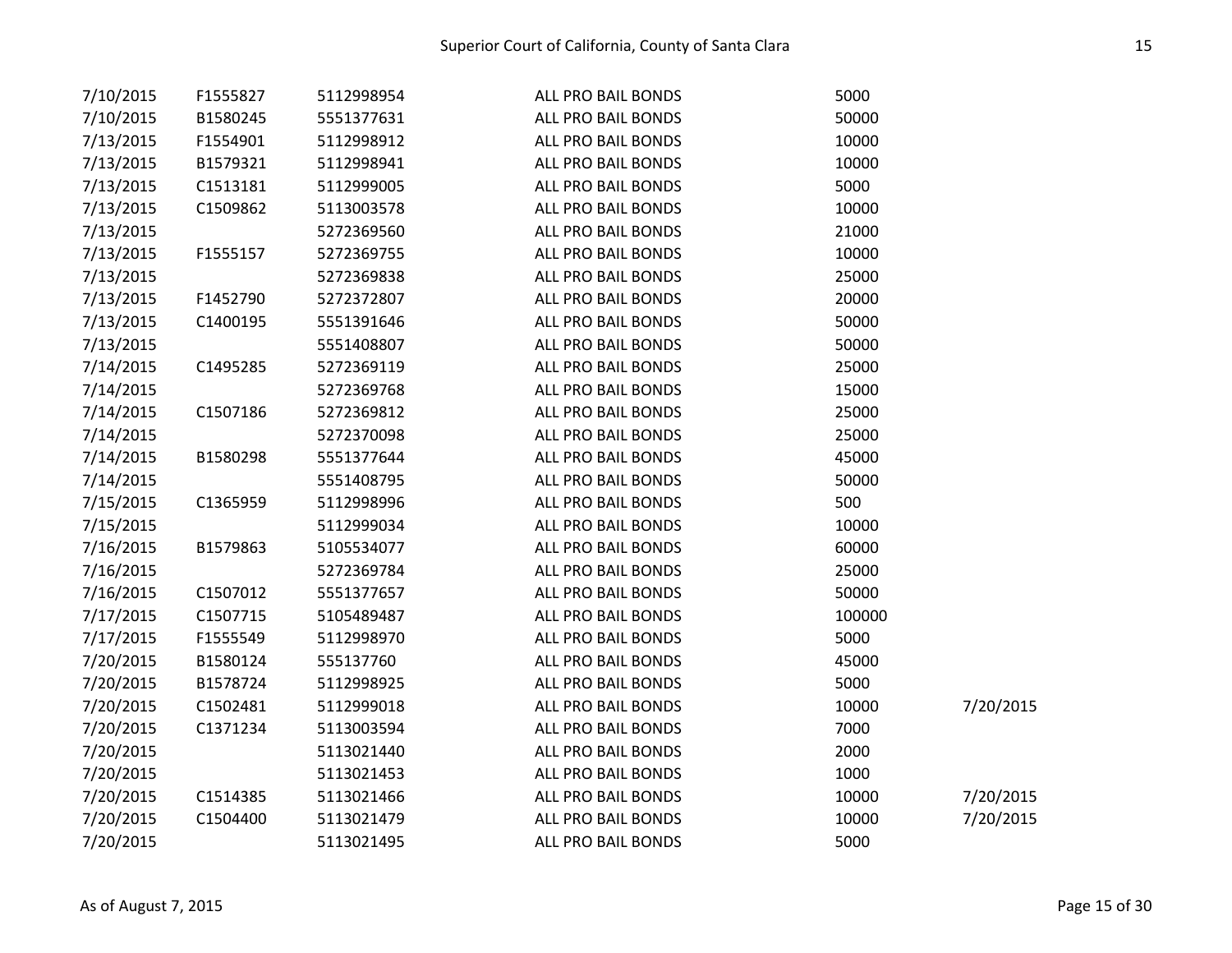| | | | | | |
|---|---|---|---|---|---|
| 7/10/2015 | F1555827 | 5112998954 | ALL PRO BAIL BONDS | 5000 | |
| 7/10/2015 | B1580245 | 5551377631 | ALL PRO BAIL BONDS | 50000 | |
| 7/13/2015 | F1554901 | 5112998912 | ALL PRO BAIL BONDS | 10000 | |
| 7/13/2015 | B1579321 | 5112998941 | ALL PRO BAIL BONDS | 10000 | |
| 7/13/2015 | C1513181 | 5112999005 | ALL PRO BAIL BONDS | 5000 | |
| 7/13/2015 | C1509862 | 5113003578 | ALL PRO BAIL BONDS | 10000 | |
| 7/13/2015 | | 5272369560 | ALL PRO BAIL BONDS | 21000 | |
| 7/13/2015 | F1555157 | 5272369755 | ALL PRO BAIL BONDS | 10000 | |
| 7/13/2015 | | 5272369838 | ALL PRO BAIL BONDS | 25000 | |
| 7/13/2015 | F1452790 | 5272372807 | ALL PRO BAIL BONDS | 20000 | |
| 7/13/2015 | C1400195 | 5551391646 | ALL PRO BAIL BONDS | 50000 | |
| 7/13/2015 | | 5551408807 | ALL PRO BAIL BONDS | 50000 | |
| 7/14/2015 | C1495285 | 5272369119 | ALL PRO BAIL BONDS | 25000 | |
| 7/14/2015 | | 5272369768 | ALL PRO BAIL BONDS | 15000 | |
| 7/14/2015 | C1507186 | 5272369812 | ALL PRO BAIL BONDS | 25000 | |
| 7/14/2015 | | 5272370098 | ALL PRO BAIL BONDS | 25000 | |
| 7/14/2015 | B1580298 | 5551377644 | ALL PRO BAIL BONDS | 45000 | |
| 7/14/2015 | | 5551408795 | ALL PRO BAIL BONDS | 50000 | |
| 7/15/2015 | C1365959 | 5112998996 | ALL PRO BAIL BONDS | 500 | |
| 7/15/2015 | | 5112999034 | ALL PRO BAIL BONDS | 10000 | |
| 7/16/2015 | B1579863 | 5105534077 | ALL PRO BAIL BONDS | 60000 | |
| 7/16/2015 | | 5272369784 | ALL PRO BAIL BONDS | 25000 | |
| 7/16/2015 | C1507012 | 5551377657 | ALL PRO BAIL BONDS | 50000 | |
| 7/17/2015 | C1507715 | 5105489487 | ALL PRO BAIL BONDS | 100000 | |
| 7/17/2015 | F1555549 | 5112998970 | ALL PRO BAIL BONDS | 5000 | |
| 7/20/2015 | B1580124 | 555137760 | ALL PRO BAIL BONDS | 45000 | |
| 7/20/2015 | B1578724 | 5112998925 | ALL PRO BAIL BONDS | 5000 | |
| 7/20/2015 | C1502481 | 5112999018 | ALL PRO BAIL BONDS | 10000 | 7/20/2015 |
| 7/20/2015 | C1371234 | 5113003594 | ALL PRO BAIL BONDS | 7000 | |
| 7/20/2015 | | 5113021440 | ALL PRO BAIL BONDS | 2000 | |
| 7/20/2015 | | 5113021453 | ALL PRO BAIL BONDS | 1000 | |
| 7/20/2015 | C1514385 | 5113021466 | ALL PRO BAIL BONDS | 10000 | 7/20/2015 |
| 7/20/2015 | C1504400 | 5113021479 | ALL PRO BAIL BONDS | 10000 | 7/20/2015 |
| 7/20/2015 | | 5113021495 | ALL PRO BAIL BONDS | 5000 | |

As of August 7, 2015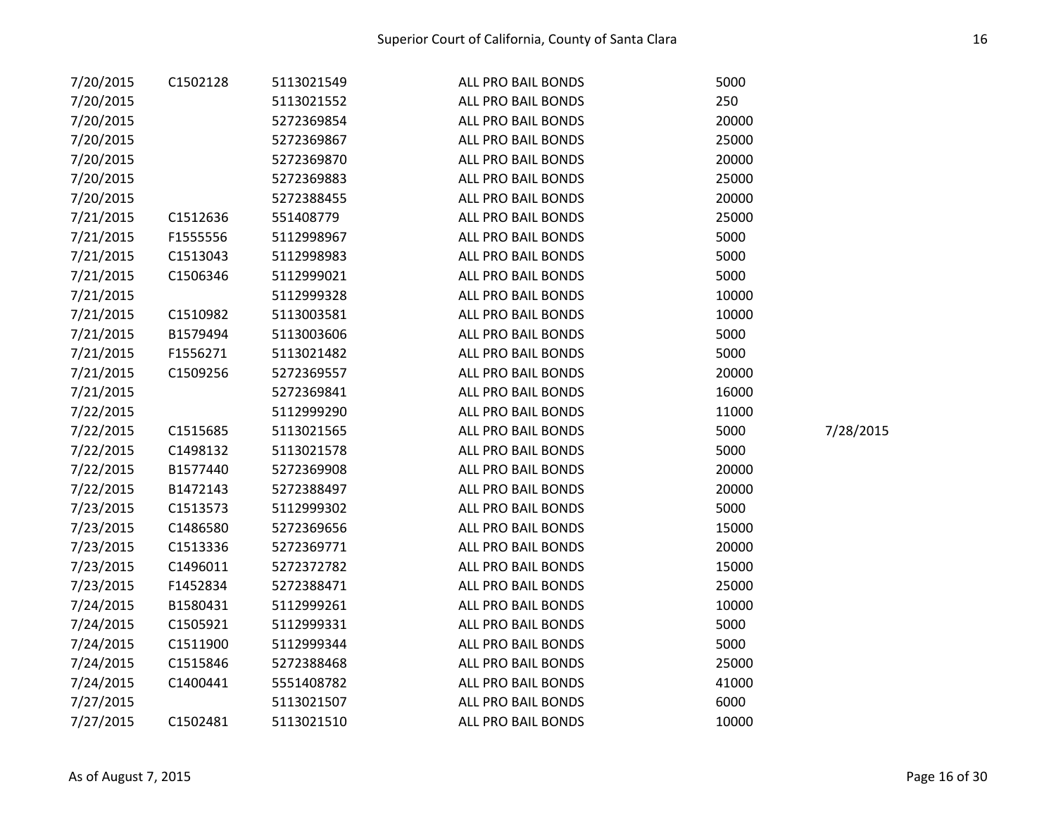|  |  |  |  |  |  |
|---|---|---|---|---|---|
| 7/20/2015 | C1502128 | 5113021549 | ALL PRO BAIL BONDS | 5000 |  |
| 7/20/2015 |  | 5113021552 | ALL PRO BAIL BONDS | 250 |  |
| 7/20/2015 |  | 5272369854 | ALL PRO BAIL BONDS | 20000 |  |
| 7/20/2015 |  | 5272369867 | ALL PRO BAIL BONDS | 25000 |  |
| 7/20/2015 |  | 5272369870 | ALL PRO BAIL BONDS | 20000 |  |
| 7/20/2015 |  | 5272369883 | ALL PRO BAIL BONDS | 25000 |  |
| 7/20/2015 |  | 5272388455 | ALL PRO BAIL BONDS | 20000 |  |
| 7/21/2015 | C1512636 | 551408779 | ALL PRO BAIL BONDS | 25000 |  |
| 7/21/2015 | F1555556 | 5112998967 | ALL PRO BAIL BONDS | 5000 |  |
| 7/21/2015 | C1513043 | 5112998983 | ALL PRO BAIL BONDS | 5000 |  |
| 7/21/2015 | C1506346 | 5112999021 | ALL PRO BAIL BONDS | 5000 |  |
| 7/21/2015 |  | 5112999328 | ALL PRO BAIL BONDS | 10000 |  |
| 7/21/2015 | C1510982 | 5113003581 | ALL PRO BAIL BONDS | 10000 |  |
| 7/21/2015 | B1579494 | 5113003606 | ALL PRO BAIL BONDS | 5000 |  |
| 7/21/2015 | F1556271 | 5113021482 | ALL PRO BAIL BONDS | 5000 |  |
| 7/21/2015 | C1509256 | 5272369557 | ALL PRO BAIL BONDS | 20000 |  |
| 7/21/2015 |  | 5272369841 | ALL PRO BAIL BONDS | 16000 |  |
| 7/22/2015 |  | 5112999290 | ALL PRO BAIL BONDS | 11000 |  |
| 7/22/2015 | C1515685 | 5113021565 | ALL PRO BAIL BONDS | 5000 | 7/28/2015 |
| 7/22/2015 | C1498132 | 5113021578 | ALL PRO BAIL BONDS | 5000 |  |
| 7/22/2015 | B1577440 | 5272369908 | ALL PRO BAIL BONDS | 20000 |  |
| 7/22/2015 | B1472143 | 5272388497 | ALL PRO BAIL BONDS | 20000 |  |
| 7/23/2015 | C1513573 | 5112999302 | ALL PRO BAIL BONDS | 5000 |  |
| 7/23/2015 | C1486580 | 5272369656 | ALL PRO BAIL BONDS | 15000 |  |
| 7/23/2015 | C1513336 | 5272369771 | ALL PRO BAIL BONDS | 20000 |  |
| 7/23/2015 | C1496011 | 5272372782 | ALL PRO BAIL BONDS | 15000 |  |
| 7/23/2015 | F1452834 | 5272388471 | ALL PRO BAIL BONDS | 25000 |  |
| 7/24/2015 | B1580431 | 5112999261 | ALL PRO BAIL BONDS | 10000 |  |
| 7/24/2015 | C1505921 | 5112999331 | ALL PRO BAIL BONDS | 5000 |  |
| 7/24/2015 | C1511900 | 5112999344 | ALL PRO BAIL BONDS | 5000 |  |
| 7/24/2015 | C1515846 | 5272388468 | ALL PRO BAIL BONDS | 25000 |  |
| 7/24/2015 | C1400441 | 5551408782 | ALL PRO BAIL BONDS | 41000 |  |
| 7/27/2015 |  | 5113021507 | ALL PRO BAIL BONDS | 6000 |  |
| 7/27/2015 | C1502481 | 5113021510 | ALL PRO BAIL BONDS | 10000 |  |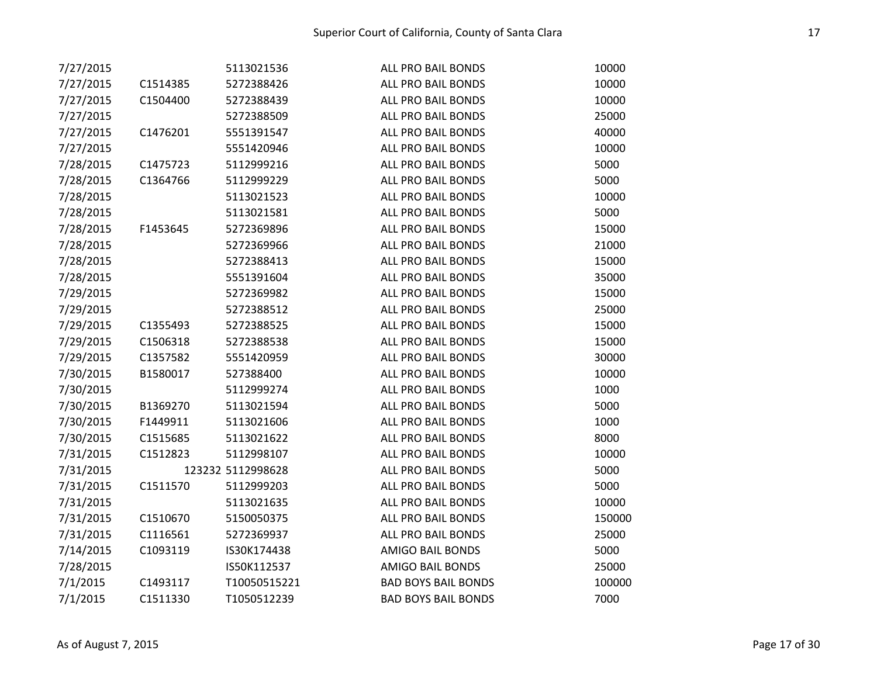| | | | | |
|---|---|---|---|---|
| 7/27/2015 | | 5113021536 | ALL PRO BAIL BONDS | 10000 |
| 7/27/2015 | C1514385 | 5272388426 | ALL PRO BAIL BONDS | 10000 |
| 7/27/2015 | C1504400 | 5272388439 | ALL PRO BAIL BONDS | 10000 |
| 7/27/2015 | | 5272388509 | ALL PRO BAIL BONDS | 25000 |
| 7/27/2015 | C1476201 | 5551391547 | ALL PRO BAIL BONDS | 40000 |
| 7/27/2015 | | 5551420946 | ALL PRO BAIL BONDS | 10000 |
| 7/28/2015 | C1475723 | 5112999216 | ALL PRO BAIL BONDS | 5000 |
| 7/28/2015 | C1364766 | 5112999229 | ALL PRO BAIL BONDS | 5000 |
| 7/28/2015 | | 5113021523 | ALL PRO BAIL BONDS | 10000 |
| 7/28/2015 | | 5113021581 | ALL PRO BAIL BONDS | 5000 |
| 7/28/2015 | F1453645 | 5272369896 | ALL PRO BAIL BONDS | 15000 |
| 7/28/2015 | | 5272369966 | ALL PRO BAIL BONDS | 21000 |
| 7/28/2015 | | 5272388413 | ALL PRO BAIL BONDS | 15000 |
| 7/28/2015 | | 5551391604 | ALL PRO BAIL BONDS | 35000 |
| 7/29/2015 | | 5272369982 | ALL PRO BAIL BONDS | 15000 |
| 7/29/2015 | | 5272388512 | ALL PRO BAIL BONDS | 25000 |
| 7/29/2015 | C1355493 | 5272388525 | ALL PRO BAIL BONDS | 15000 |
| 7/29/2015 | C1506318 | 5272388538 | ALL PRO BAIL BONDS | 15000 |
| 7/29/2015 | C1357582 | 5551420959 | ALL PRO BAIL BONDS | 30000 |
| 7/30/2015 | B1580017 | 527388400 | ALL PRO BAIL BONDS | 10000 |
| 7/30/2015 | | 5112999274 | ALL PRO BAIL BONDS | 1000 |
| 7/30/2015 | B1369270 | 5113021594 | ALL PRO BAIL BONDS | 5000 |
| 7/30/2015 | F1449911 | 5113021606 | ALL PRO BAIL BONDS | 1000 |
| 7/30/2015 | C1515685 | 5113021622 | ALL PRO BAIL BONDS | 8000 |
| 7/31/2015 | C1512823 | 5112998107 | ALL PRO BAIL BONDS | 10000 |
| 7/31/2015 | 123232 | 5112998628 | ALL PRO BAIL BONDS | 5000 |
| 7/31/2015 | C1511570 | 5112999203 | ALL PRO BAIL BONDS | 5000 |
| 7/31/2015 | | 5113021635 | ALL PRO BAIL BONDS | 10000 |
| 7/31/2015 | C1510670 | 5150050375 | ALL PRO BAIL BONDS | 150000 |
| 7/31/2015 | C1116561 | 5272369937 | ALL PRO BAIL BONDS | 25000 |
| 7/14/2015 | C1093119 | IS30K174438 | AMIGO BAIL BONDS | 5000 |
| 7/28/2015 | | IS50K112537 | AMIGO BAIL BONDS | 25000 |
| 7/1/2015 | C1493117 | T10050515221 | BAD BOYS BAIL BONDS | 100000 |
| 7/1/2015 | C1511330 | T1050512239 | BAD BOYS BAIL BONDS | 7000 |

As of August 7, 2015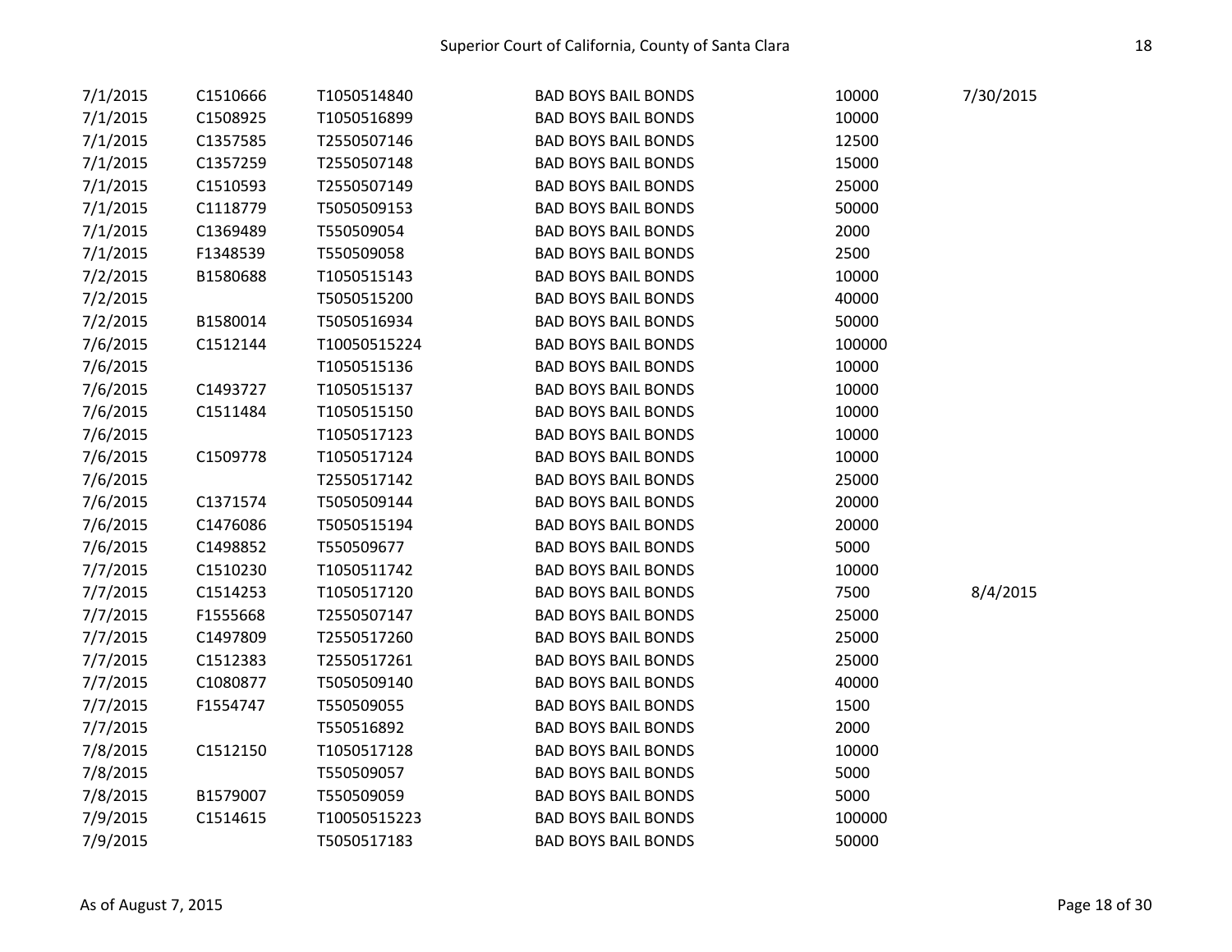| | | | | | |
|---|---|---|---|---|---|
| 7/1/2015 | C1510666 | T1050514840 | BAD BOYS BAIL BONDS | 10000 | 7/30/2015 |
| 7/1/2015 | C1508925 | T1050516899 | BAD BOYS BAIL BONDS | 10000 | |
| 7/1/2015 | C1357585 | T2550507146 | BAD BOYS BAIL BONDS | 12500 | |
| 7/1/2015 | C1357259 | T2550507148 | BAD BOYS BAIL BONDS | 15000 | |
| 7/1/2015 | C1510593 | T2550507149 | BAD BOYS BAIL BONDS | 25000 | |
| 7/1/2015 | C1118779 | T5050509153 | BAD BOYS BAIL BONDS | 50000 | |
| 7/1/2015 | C1369489 | T550509054 | BAD BOYS BAIL BONDS | 2000 | |
| 7/1/2015 | F1348539 | T550509058 | BAD BOYS BAIL BONDS | 2500 | |
| 7/2/2015 | B1580688 | T1050515143 | BAD BOYS BAIL BONDS | 10000 | |
| 7/2/2015 | | T5050515200 | BAD BOYS BAIL BONDS | 40000 | |
| 7/2/2015 | B1580014 | T5050516934 | BAD BOYS BAIL BONDS | 50000 | |
| 7/6/2015 | C1512144 | T10050515224 | BAD BOYS BAIL BONDS | 100000 | |
| 7/6/2015 | | T1050515136 | BAD BOYS BAIL BONDS | 10000 | |
| 7/6/2015 | C1493727 | T1050515137 | BAD BOYS BAIL BONDS | 10000 | |
| 7/6/2015 | C1511484 | T1050515150 | BAD BOYS BAIL BONDS | 10000 | |
| 7/6/2015 | | T1050517123 | BAD BOYS BAIL BONDS | 10000 | |
| 7/6/2015 | C1509778 | T1050517124 | BAD BOYS BAIL BONDS | 10000 | |
| 7/6/2015 | | T2550517142 | BAD BOYS BAIL BONDS | 25000 | |
| 7/6/2015 | C1371574 | T5050509144 | BAD BOYS BAIL BONDS | 20000 | |
| 7/6/2015 | C1476086 | T5050515194 | BAD BOYS BAIL BONDS | 20000 | |
| 7/6/2015 | C1498852 | T550509677 | BAD BOYS BAIL BONDS | 5000 | |
| 7/7/2015 | C1510230 | T1050511742 | BAD BOYS BAIL BONDS | 10000 | |
| 7/7/2015 | C1514253 | T1050517120 | BAD BOYS BAIL BONDS | 7500 | 8/4/2015 |
| 7/7/2015 | F1555668 | T2550507147 | BAD BOYS BAIL BONDS | 25000 | |
| 7/7/2015 | C1497809 | T2550517260 | BAD BOYS BAIL BONDS | 25000 | |
| 7/7/2015 | C1512383 | T2550517261 | BAD BOYS BAIL BONDS | 25000 | |
| 7/7/2015 | C1080877 | T5050509140 | BAD BOYS BAIL BONDS | 40000 | |
| 7/7/2015 | F1554747 | T550509055 | BAD BOYS BAIL BONDS | 1500 | |
| 7/7/2015 | | T550516892 | BAD BOYS BAIL BONDS | 2000 | |
| 7/8/2015 | C1512150 | T1050517128 | BAD BOYS BAIL BONDS | 10000 | |
| 7/8/2015 | | T550509057 | BAD BOYS BAIL BONDS | 5000 | |
| 7/8/2015 | B1579007 | T550509059 | BAD BOYS BAIL BONDS | 5000 | |
| 7/9/2015 | C1514615 | T10050515223 | BAD BOYS BAIL BONDS | 100000 | |
| 7/9/2015 | | T5050517183 | BAD BOYS BAIL BONDS | 50000 | |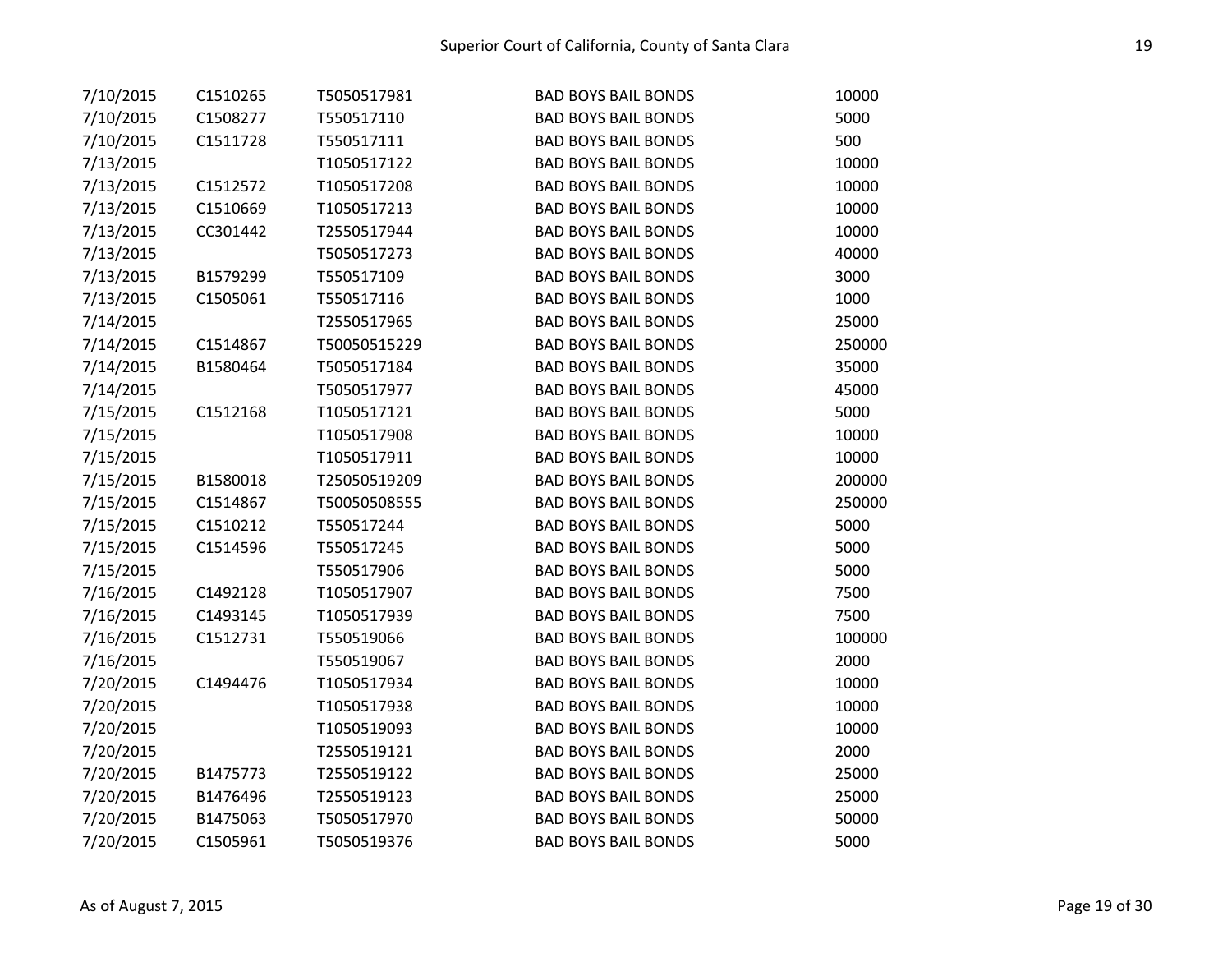| | | | | |
|---|---|---|---|---|
| 7/10/2015 | C1510265 | T5050517981 | BAD BOYS BAIL BONDS | 10000 |
| 7/10/2015 | C1508277 | T550517110 | BAD BOYS BAIL BONDS | 5000 |
| 7/10/2015 | C1511728 | T550517111 | BAD BOYS BAIL BONDS | 500 |
| 7/13/2015 | | T1050517122 | BAD BOYS BAIL BONDS | 10000 |
| 7/13/2015 | C1512572 | T1050517208 | BAD BOYS BAIL BONDS | 10000 |
| 7/13/2015 | C1510669 | T1050517213 | BAD BOYS BAIL BONDS | 10000 |
| 7/13/2015 | CC301442 | T2550517944 | BAD BOYS BAIL BONDS | 10000 |
| 7/13/2015 | | T5050517273 | BAD BOYS BAIL BONDS | 40000 |
| 7/13/2015 | B1579299 | T550517109 | BAD BOYS BAIL BONDS | 3000 |
| 7/13/2015 | C1505061 | T550517116 | BAD BOYS BAIL BONDS | 1000 |
| 7/14/2015 | | T2550517965 | BAD BOYS BAIL BONDS | 25000 |
| 7/14/2015 | C1514867 | T50050515229 | BAD BOYS BAIL BONDS | 250000 |
| 7/14/2015 | B1580464 | T5050517184 | BAD BOYS BAIL BONDS | 35000 |
| 7/14/2015 | | T5050517977 | BAD BOYS BAIL BONDS | 45000 |
| 7/15/2015 | C1512168 | T1050517121 | BAD BOYS BAIL BONDS | 5000 |
| 7/15/2015 | | T1050517908 | BAD BOYS BAIL BONDS | 10000 |
| 7/15/2015 | | T1050517911 | BAD BOYS BAIL BONDS | 10000 |
| 7/15/2015 | B1580018 | T25050519209 | BAD BOYS BAIL BONDS | 200000 |
| 7/15/2015 | C1514867 | T50050508555 | BAD BOYS BAIL BONDS | 250000 |
| 7/15/2015 | C1510212 | T550517244 | BAD BOYS BAIL BONDS | 5000 |
| 7/15/2015 | C1514596 | T550517245 | BAD BOYS BAIL BONDS | 5000 |
| 7/15/2015 | | T550517906 | BAD BOYS BAIL BONDS | 5000 |
| 7/16/2015 | C1492128 | T1050517907 | BAD BOYS BAIL BONDS | 7500 |
| 7/16/2015 | C1493145 | T1050517939 | BAD BOYS BAIL BONDS | 7500 |
| 7/16/2015 | C1512731 | T550519066 | BAD BOYS BAIL BONDS | 100000 |
| 7/16/2015 | | T550519067 | BAD BOYS BAIL BONDS | 2000 |
| 7/20/2015 | C1494476 | T1050517934 | BAD BOYS BAIL BONDS | 10000 |
| 7/20/2015 | | T1050517938 | BAD BOYS BAIL BONDS | 10000 |
| 7/20/2015 | | T1050519093 | BAD BOYS BAIL BONDS | 10000 |
| 7/20/2015 | | T2550519121 | BAD BOYS BAIL BONDS | 2000 |
| 7/20/2015 | B1475773 | T2550519122 | BAD BOYS BAIL BONDS | 25000 |
| 7/20/2015 | B1476496 | T2550519123 | BAD BOYS BAIL BONDS | 25000 |
| 7/20/2015 | B1475063 | T5050517970 | BAD BOYS BAIL BONDS | 50000 |
| 7/20/2015 | C1505961 | T5050519376 | BAD BOYS BAIL BONDS | 5000 |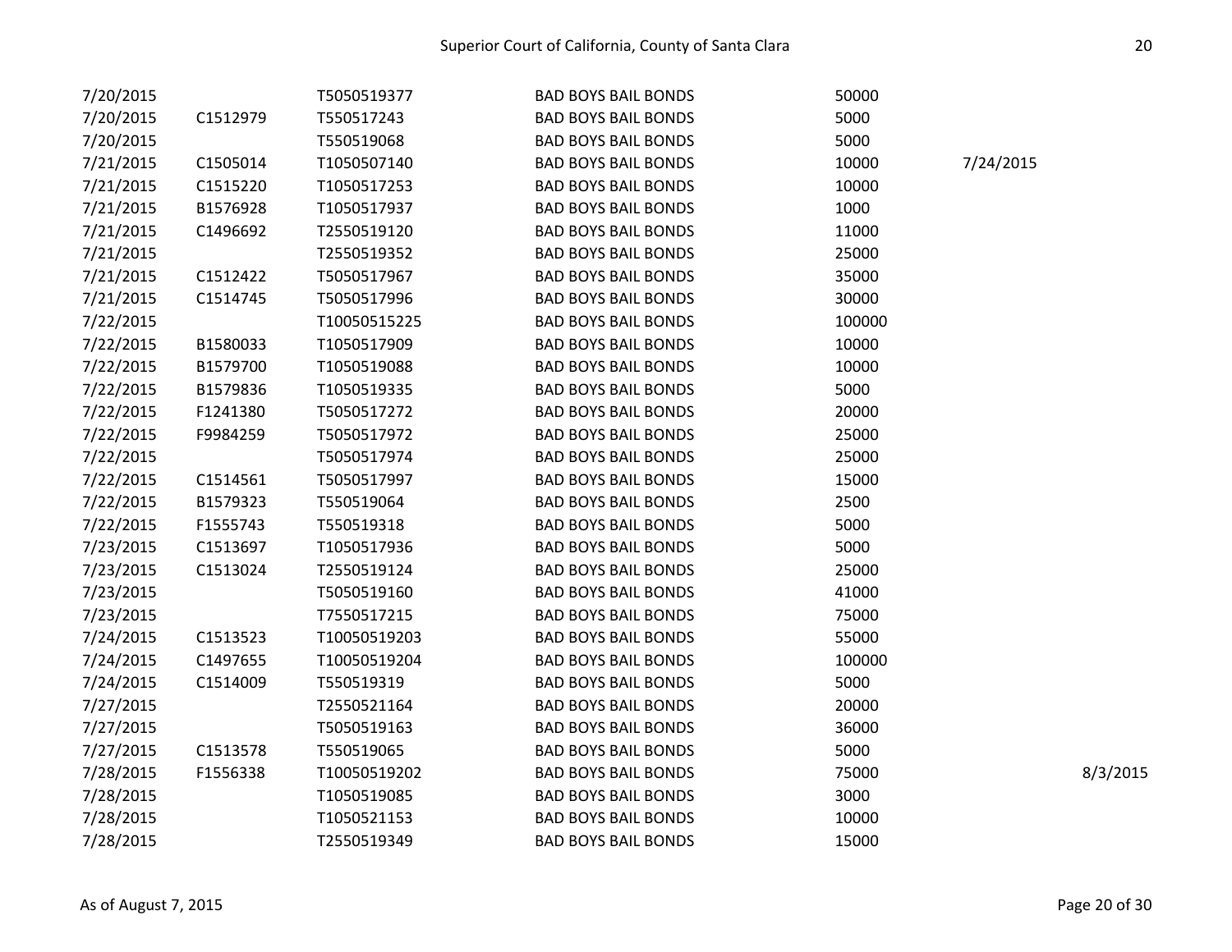| | | | | | | |
|---|---|---|---|---|---|---|
| 7/20/2015 | | T5050519377 | BAD BOYS BAIL BONDS | 50000 | | |
| 7/20/2015 | C1512979 | T550517243 | BAD BOYS BAIL BONDS | 5000 | | |
| 7/20/2015 | | T550519068 | BAD BOYS BAIL BONDS | 5000 | | |
| 7/21/2015 | C1505014 | T1050507140 | BAD BOYS BAIL BONDS | 10000 | 7/24/2015 | |
| 7/21/2015 | C1515220 | T1050517253 | BAD BOYS BAIL BONDS | 10000 | | |
| 7/21/2015 | B1576928 | T1050517937 | BAD BOYS BAIL BONDS | 1000 | | |
| 7/21/2015 | C1496692 | T2550519120 | BAD BOYS BAIL BONDS | 11000 | | |
| 7/21/2015 | | T2550519352 | BAD BOYS BAIL BONDS | 25000 | | |
| 7/21/2015 | C1512422 | T5050517967 | BAD BOYS BAIL BONDS | 35000 | | |
| 7/21/2015 | C1514745 | T5050517996 | BAD BOYS BAIL BONDS | 30000 | | |
| 7/22/2015 | | T10050515225 | BAD BOYS BAIL BONDS | 100000 | | |
| 7/22/2015 | B1580033 | T1050517909 | BAD BOYS BAIL BONDS | 10000 | | |
| 7/22/2015 | B1579700 | T1050519088 | BAD BOYS BAIL BONDS | 10000 | | |
| 7/22/2015 | B1579836 | T1050519335 | BAD BOYS BAIL BONDS | 5000 | | |
| 7/22/2015 | F1241380 | T5050517272 | BAD BOYS BAIL BONDS | 20000 | | |
| 7/22/2015 | F9984259 | T5050517972 | BAD BOYS BAIL BONDS | 25000 | | |
| 7/22/2015 | | T5050517974 | BAD BOYS BAIL BONDS | 25000 | | |
| 7/22/2015 | C1514561 | T5050517997 | BAD BOYS BAIL BONDS | 15000 | | |
| 7/22/2015 | B1579323 | T550519064 | BAD BOYS BAIL BONDS | 2500 | | |
| 7/22/2015 | F1555743 | T550519318 | BAD BOYS BAIL BONDS | 5000 | | |
| 7/23/2015 | C1513697 | T1050517936 | BAD BOYS BAIL BONDS | 5000 | | |
| 7/23/2015 | C1513024 | T2550519124 | BAD BOYS BAIL BONDS | 25000 | | |
| 7/23/2015 | | T5050519160 | BAD BOYS BAIL BONDS | 41000 | | |
| 7/23/2015 | | T7550517215 | BAD BOYS BAIL BONDS | 75000 | | |
| 7/24/2015 | C1513523 | T10050519203 | BAD BOYS BAIL BONDS | 55000 | | |
| 7/24/2015 | C1497655 | T10050519204 | BAD BOYS BAIL BONDS | 100000 | | |
| 7/24/2015 | C1514009 | T550519319 | BAD BOYS BAIL BONDS | 5000 | | |
| 7/27/2015 | | T2550521164 | BAD BOYS BAIL BONDS | 20000 | | |
| 7/27/2015 | | T5050519163 | BAD BOYS BAIL BONDS | 36000 | | |
| 7/27/2015 | C1513578 | T550519065 | BAD BOYS BAIL BONDS | 5000 | | |
| 7/28/2015 | F1556338 | T10050519202 | BAD BOYS BAIL BONDS | 75000 | | 8/3/2015 |
| 7/28/2015 | | T1050519085 | BAD BOYS BAIL BONDS | 3000 | | |
| 7/28/2015 | | T1050521153 | BAD BOYS BAIL BONDS | 10000 | | |
| 7/28/2015 | | T2550519349 | BAD BOYS BAIL BONDS | 15000 | | |

As of August 7, 2015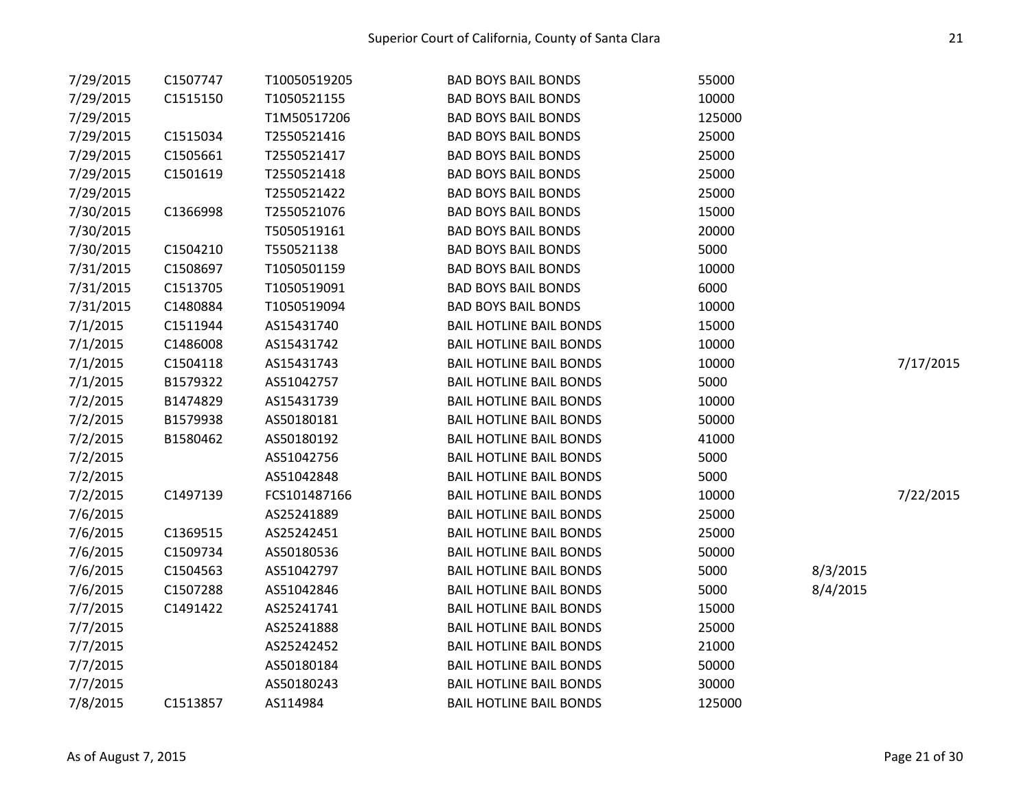| | | | | | | |
|---|---|---|---|---|---|---|
| 7/29/2015 | C1507747 | T10050519205 | BAD BOYS BAIL BONDS | 55000 | | |
| 7/29/2015 | C1515150 | T1050521155 | BAD BOYS BAIL BONDS | 10000 | | |
| 7/29/2015 | | T1M50517206 | BAD BOYS BAIL BONDS | 125000 | | |
| 7/29/2015 | C1515034 | T2550521416 | BAD BOYS BAIL BONDS | 25000 | | |
| 7/29/2015 | C1505661 | T2550521417 | BAD BOYS BAIL BONDS | 25000 | | |
| 7/29/2015 | C1501619 | T2550521418 | BAD BOYS BAIL BONDS | 25000 | | |
| 7/29/2015 | | T2550521422 | BAD BOYS BAIL BONDS | 25000 | | |
| 7/30/2015 | C1366998 | T2550521076 | BAD BOYS BAIL BONDS | 15000 | | |
| 7/30/2015 | | T5050519161 | BAD BOYS BAIL BONDS | 20000 | | |
| 7/30/2015 | C1504210 | T550521138 | BAD BOYS BAIL BONDS | 5000 | | |
| 7/31/2015 | C1508697 | T1050501159 | BAD BOYS BAIL BONDS | 10000 | | |
| 7/31/2015 | C1513705 | T1050519091 | BAD BOYS BAIL BONDS | 6000 | | |
| 7/31/2015 | C1480884 | T1050519094 | BAD BOYS BAIL BONDS | 10000 | | |
| 7/1/2015 | C1511944 | AS15431740 | BAIL HOTLINE BAIL BONDS | 15000 | | |
| 7/1/2015 | C1486008 | AS15431742 | BAIL HOTLINE BAIL BONDS | 10000 | | |
| 7/1/2015 | C1504118 | AS15431743 | BAIL HOTLINE BAIL BONDS | 10000 | | 7/17/2015 |
| 7/1/2015 | B1579322 | AS51042757 | BAIL HOTLINE BAIL BONDS | 5000 | | |
| 7/2/2015 | B1474829 | AS15431739 | BAIL HOTLINE BAIL BONDS | 10000 | | |
| 7/2/2015 | B1579938 | AS50180181 | BAIL HOTLINE BAIL BONDS | 50000 | | |
| 7/2/2015 | B1580462 | AS50180192 | BAIL HOTLINE BAIL BONDS | 41000 | | |
| 7/2/2015 | | AS51042756 | BAIL HOTLINE BAIL BONDS | 5000 | | |
| 7/2/2015 | | AS51042848 | BAIL HOTLINE BAIL BONDS | 5000 | | |
| 7/2/2015 | C1497139 | FCS101487166 | BAIL HOTLINE BAIL BONDS | 10000 | | 7/22/2015 |
| 7/6/2015 | | AS25241889 | BAIL HOTLINE BAIL BONDS | 25000 | | |
| 7/6/2015 | C1369515 | AS25242451 | BAIL HOTLINE BAIL BONDS | 25000 | | |
| 7/6/2015 | C1509734 | AS50180536 | BAIL HOTLINE BAIL BONDS | 50000 | | |
| 7/6/2015 | C1504563 | AS51042797 | BAIL HOTLINE BAIL BONDS | 5000 | 8/3/2015 | |
| 7/6/2015 | C1507288 | AS51042846 | BAIL HOTLINE BAIL BONDS | 5000 | 8/4/2015 | |
| 7/7/2015 | C1491422 | AS25241741 | BAIL HOTLINE BAIL BONDS | 15000 | | |
| 7/7/2015 | | AS25241888 | BAIL HOTLINE BAIL BONDS | 25000 | | |
| 7/7/2015 | | AS25242452 | BAIL HOTLINE BAIL BONDS | 21000 | | |
| 7/7/2015 | | AS50180184 | BAIL HOTLINE BAIL BONDS | 50000 | | |
| 7/7/2015 | | AS50180243 | BAIL HOTLINE BAIL BONDS | 30000 | | |
| 7/8/2015 | C1513857 | AS114984 | BAIL HOTLINE BAIL BONDS | 125000 | | |

As of August 7, 2015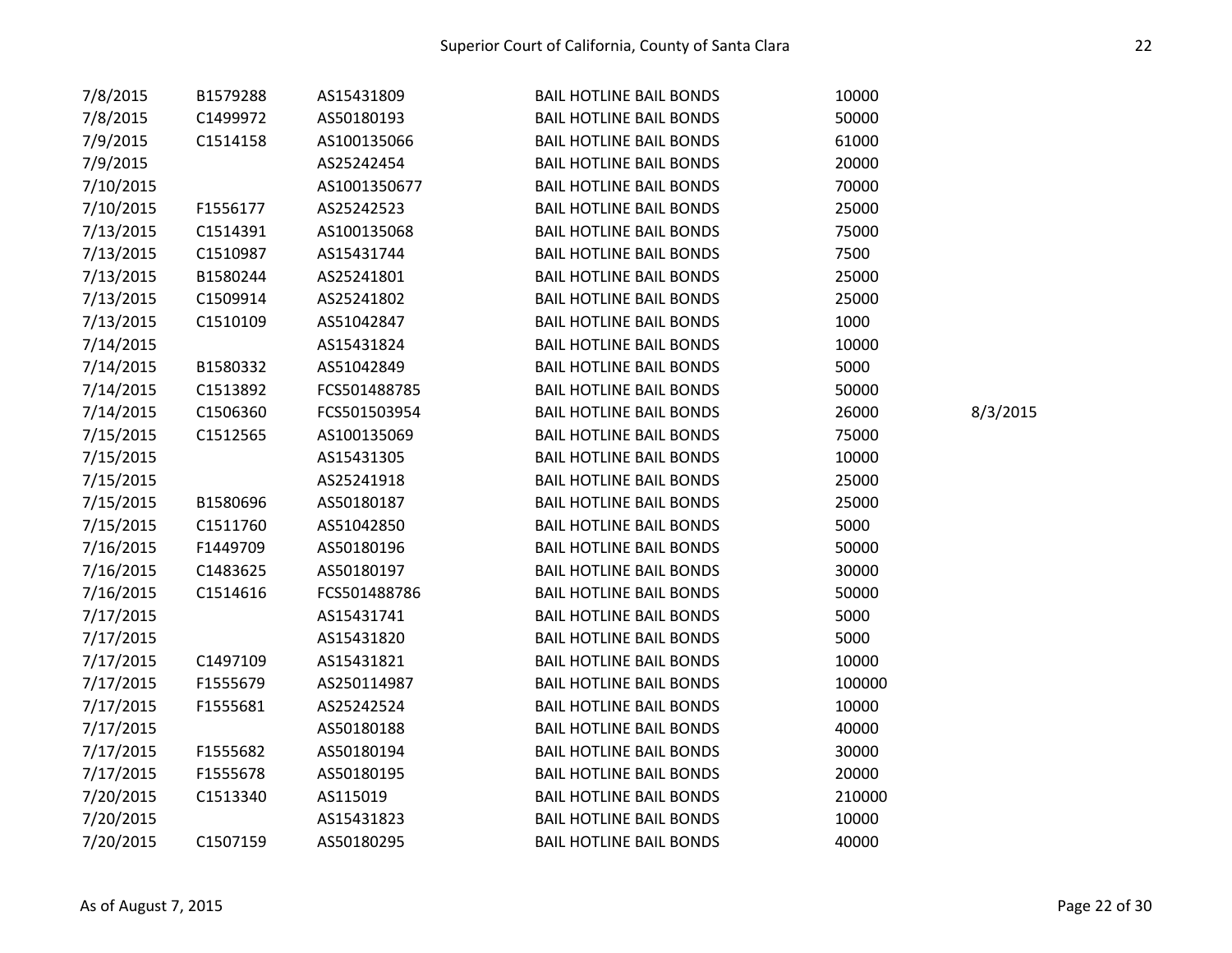| | | | | | |
|---|---|---|---|---|---|
| 7/8/2015 | B1579288 | AS15431809 | BAIL HOTLINE BAIL BONDS | 10000 | |
| 7/8/2015 | C1499972 | AS50180193 | BAIL HOTLINE BAIL BONDS | 50000 | |
| 7/9/2015 | C1514158 | AS100135066 | BAIL HOTLINE BAIL BONDS | 61000 | |
| 7/9/2015 | | AS25242454 | BAIL HOTLINE BAIL BONDS | 20000 | |
| 7/10/2015 | | AS1001350677 | BAIL HOTLINE BAIL BONDS | 70000 | |
| 7/10/2015 | F1556177 | AS25242523 | BAIL HOTLINE BAIL BONDS | 25000 | |
| 7/13/2015 | C1514391 | AS100135068 | BAIL HOTLINE BAIL BONDS | 75000 | |
| 7/13/2015 | C1510987 | AS15431744 | BAIL HOTLINE BAIL BONDS | 7500 | |
| 7/13/2015 | B1580244 | AS25241801 | BAIL HOTLINE BAIL BONDS | 25000 | |
| 7/13/2015 | C1509914 | AS25241802 | BAIL HOTLINE BAIL BONDS | 25000 | |
| 7/13/2015 | C1510109 | AS51042847 | BAIL HOTLINE BAIL BONDS | 1000 | |
| 7/14/2015 | | AS15431824 | BAIL HOTLINE BAIL BONDS | 10000 | |
| 7/14/2015 | B1580332 | AS51042849 | BAIL HOTLINE BAIL BONDS | 5000 | |
| 7/14/2015 | C1513892 | FCS501488785 | BAIL HOTLINE BAIL BONDS | 50000 | |
| 7/14/2015 | C1506360 | FCS501503954 | BAIL HOTLINE BAIL BONDS | 26000 | 8/3/2015 |
| 7/15/2015 | C1512565 | AS100135069 | BAIL HOTLINE BAIL BONDS | 75000 | |
| 7/15/2015 | | AS15431305 | BAIL HOTLINE BAIL BONDS | 10000 | |
| 7/15/2015 | | AS25241918 | BAIL HOTLINE BAIL BONDS | 25000 | |
| 7/15/2015 | B1580696 | AS50180187 | BAIL HOTLINE BAIL BONDS | 25000 | |
| 7/15/2015 | C1511760 | AS51042850 | BAIL HOTLINE BAIL BONDS | 5000 | |
| 7/16/2015 | F1449709 | AS50180196 | BAIL HOTLINE BAIL BONDS | 50000 | |
| 7/16/2015 | C1483625 | AS50180197 | BAIL HOTLINE BAIL BONDS | 30000 | |
| 7/16/2015 | C1514616 | FCS501488786 | BAIL HOTLINE BAIL BONDS | 50000 | |
| 7/17/2015 | | AS15431741 | BAIL HOTLINE BAIL BONDS | 5000 | |
| 7/17/2015 | | AS15431820 | BAIL HOTLINE BAIL BONDS | 5000 | |
| 7/17/2015 | C1497109 | AS15431821 | BAIL HOTLINE BAIL BONDS | 10000 | |
| 7/17/2015 | F1555679 | AS250114987 | BAIL HOTLINE BAIL BONDS | 100000 | |
| 7/17/2015 | F1555681 | AS25242524 | BAIL HOTLINE BAIL BONDS | 10000 | |
| 7/17/2015 | | AS50180188 | BAIL HOTLINE BAIL BONDS | 40000 | |
| 7/17/2015 | F1555682 | AS50180194 | BAIL HOTLINE BAIL BONDS | 30000 | |
| 7/17/2015 | F1555678 | AS50180195 | BAIL HOTLINE BAIL BONDS | 20000 | |
| 7/20/2015 | C1513340 | AS115019 | BAIL HOTLINE BAIL BONDS | 210000 | |
| 7/20/2015 | | AS15431823 | BAIL HOTLINE BAIL BONDS | 10000 | |
| 7/20/2015 | C1507159 | AS50180295 | BAIL HOTLINE BAIL BONDS | 40000 | |

As of August 7, 2015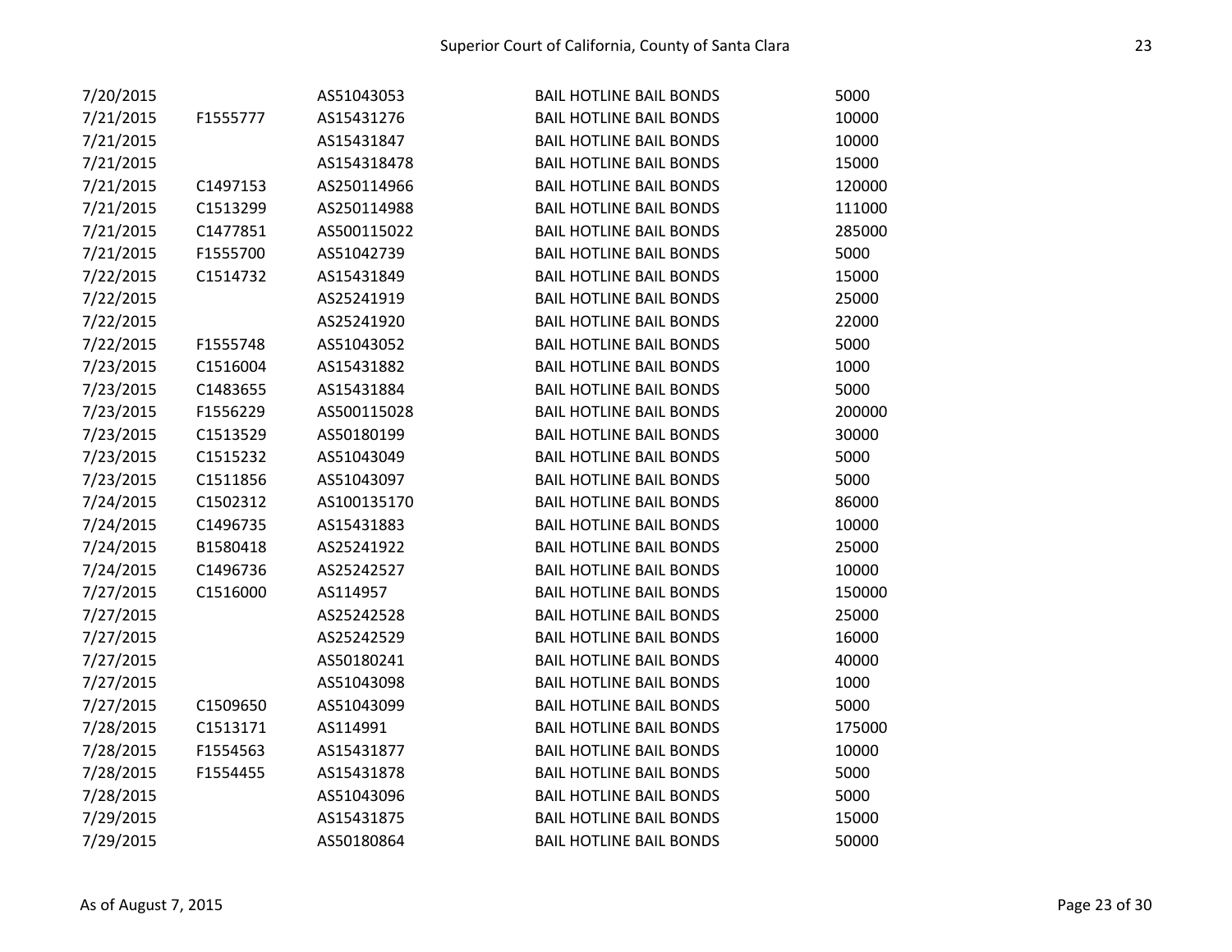| | | | | |
|---|---|---|---|---|
| 7/20/2015 | | AS51043053 | BAIL HOTLINE BAIL BONDS | 5000 |
| 7/21/2015 | F1555777 | AS15431276 | BAIL HOTLINE BAIL BONDS | 10000 |
| 7/21/2015 | | AS15431847 | BAIL HOTLINE BAIL BONDS | 10000 |
| 7/21/2015 | | AS154318478 | BAIL HOTLINE BAIL BONDS | 15000 |
| 7/21/2015 | C1497153 | AS250114966 | BAIL HOTLINE BAIL BONDS | 120000 |
| 7/21/2015 | C1513299 | AS250114988 | BAIL HOTLINE BAIL BONDS | 111000 |
| 7/21/2015 | C1477851 | AS500115022 | BAIL HOTLINE BAIL BONDS | 285000 |
| 7/21/2015 | F1555700 | AS51042739 | BAIL HOTLINE BAIL BONDS | 5000 |
| 7/22/2015 | C1514732 | AS15431849 | BAIL HOTLINE BAIL BONDS | 15000 |
| 7/22/2015 | | AS25241919 | BAIL HOTLINE BAIL BONDS | 25000 |
| 7/22/2015 | | AS25241920 | BAIL HOTLINE BAIL BONDS | 22000 |
| 7/22/2015 | F1555748 | AS51043052 | BAIL HOTLINE BAIL BONDS | 5000 |
| 7/23/2015 | C1516004 | AS15431882 | BAIL HOTLINE BAIL BONDS | 1000 |
| 7/23/2015 | C1483655 | AS15431884 | BAIL HOTLINE BAIL BONDS | 5000 |
| 7/23/2015 | F1556229 | AS500115028 | BAIL HOTLINE BAIL BONDS | 200000 |
| 7/23/2015 | C1513529 | AS50180199 | BAIL HOTLINE BAIL BONDS | 30000 |
| 7/23/2015 | C1515232 | AS51043049 | BAIL HOTLINE BAIL BONDS | 5000 |
| 7/23/2015 | C1511856 | AS51043097 | BAIL HOTLINE BAIL BONDS | 5000 |
| 7/24/2015 | C1502312 | AS100135170 | BAIL HOTLINE BAIL BONDS | 86000 |
| 7/24/2015 | C1496735 | AS15431883 | BAIL HOTLINE BAIL BONDS | 10000 |
| 7/24/2015 | B1580418 | AS25241922 | BAIL HOTLINE BAIL BONDS | 25000 |
| 7/24/2015 | C1496736 | AS25242527 | BAIL HOTLINE BAIL BONDS | 10000 |
| 7/27/2015 | C1516000 | AS114957 | BAIL HOTLINE BAIL BONDS | 150000 |
| 7/27/2015 | | AS25242528 | BAIL HOTLINE BAIL BONDS | 25000 |
| 7/27/2015 | | AS25242529 | BAIL HOTLINE BAIL BONDS | 16000 |
| 7/27/2015 | | AS50180241 | BAIL HOTLINE BAIL BONDS | 40000 |
| 7/27/2015 | | AS51043098 | BAIL HOTLINE BAIL BONDS | 1000 |
| 7/27/2015 | C1509650 | AS51043099 | BAIL HOTLINE BAIL BONDS | 5000 |
| 7/28/2015 | C1513171 | AS114991 | BAIL HOTLINE BAIL BONDS | 175000 |
| 7/28/2015 | F1554563 | AS15431877 | BAIL HOTLINE BAIL BONDS | 10000 |
| 7/28/2015 | F1554455 | AS15431878 | BAIL HOTLINE BAIL BONDS | 5000 |
| 7/28/2015 | | AS51043096 | BAIL HOTLINE BAIL BONDS | 5000 |
| 7/29/2015 | | AS15431875 | BAIL HOTLINE BAIL BONDS | 15000 |
| 7/29/2015 | | AS50180864 | BAIL HOTLINE BAIL BONDS | 50000 |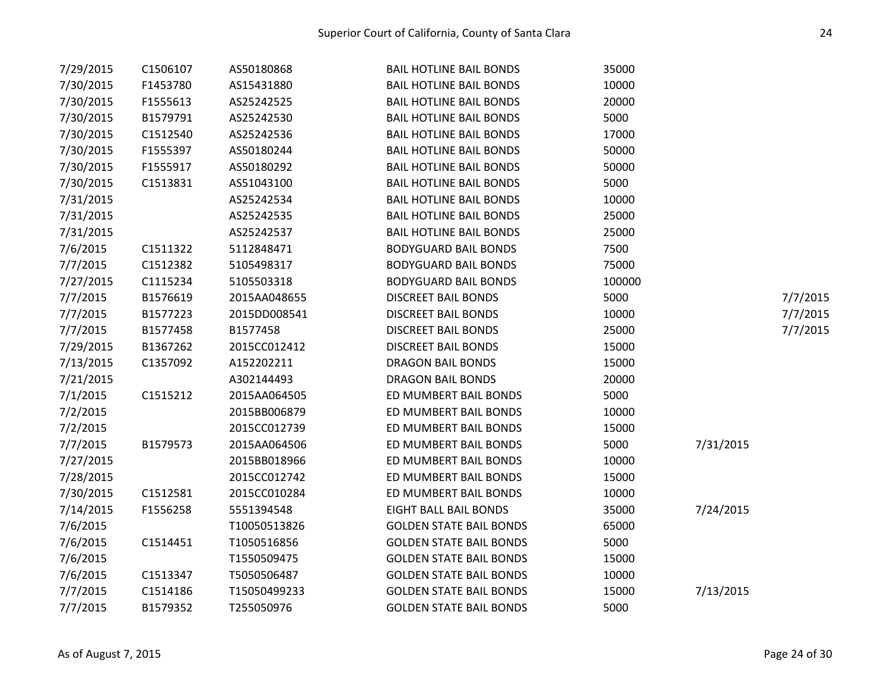| | | | | | | |
|---|---|---|---|---|---|---|
| 7/29/2015 | C1506107 | AS50180868 | BAIL HOTLINE BAIL BONDS | 35000 | | |
| 7/30/2015 | F1453780 | AS15431880 | BAIL HOTLINE BAIL BONDS | 10000 | | |
| 7/30/2015 | F1555613 | AS25242525 | BAIL HOTLINE BAIL BONDS | 20000 | | |
| 7/30/2015 | B1579791 | AS25242530 | BAIL HOTLINE BAIL BONDS | 5000 | | |
| 7/30/2015 | C1512540 | AS25242536 | BAIL HOTLINE BAIL BONDS | 17000 | | |
| 7/30/2015 | F1555397 | AS50180244 | BAIL HOTLINE BAIL BONDS | 50000 | | |
| 7/30/2015 | F1555917 | AS50180292 | BAIL HOTLINE BAIL BONDS | 50000 | | |
| 7/30/2015 | C1513831 | AS51043100 | BAIL HOTLINE BAIL BONDS | 5000 | | |
| 7/31/2015 | | AS25242534 | BAIL HOTLINE BAIL BONDS | 10000 | | |
| 7/31/2015 | | AS25242535 | BAIL HOTLINE BAIL BONDS | 25000 | | |
| 7/31/2015 | | AS25242537 | BAIL HOTLINE BAIL BONDS | 25000 | | |
| 7/6/2015 | C1511322 | 5112848471 | BODYGUARD BAIL BONDS | 7500 | | |
| 7/7/2015 | C1512382 | 5105498317 | BODYGUARD BAIL BONDS | 75000 | | |
| 7/27/2015 | C1115234 | 5105503318 | BODYGUARD BAIL BONDS | 100000 | | |
| 7/7/2015 | B1576619 | 2015AA048655 | DISCREET BAIL BONDS | 5000 | | 7/7/2015 |
| 7/7/2015 | B1577223 | 2015DD008541 | DISCREET BAIL BONDS | 10000 | | 7/7/2015 |
| 7/7/2015 | B1577458 | B1577458 | DISCREET BAIL BONDS | 25000 | | 7/7/2015 |
| 7/29/2015 | B1367262 | 2015CC012412 | DISCREET BAIL BONDS | 15000 | | |
| 7/13/2015 | C1357092 | A152202211 | DRAGON BAIL BONDS | 15000 | | |
| 7/21/2015 | | A302144493 | DRAGON BAIL BONDS | 20000 | | |
| 7/1/2015 | C1515212 | 2015AA064505 | ED MUMBERT BAIL BONDS | 5000 | | |
| 7/2/2015 | | 2015BB006879 | ED MUMBERT BAIL BONDS | 10000 | | |
| 7/2/2015 | | 2015CC012739 | ED MUMBERT BAIL BONDS | 15000 | | |
| 7/7/2015 | B1579573 | 2015AA064506 | ED MUMBERT BAIL BONDS | 5000 | 7/31/2015 | |
| 7/27/2015 | | 2015BB018966 | ED MUMBERT BAIL BONDS | 10000 | | |
| 7/28/2015 | | 2015CC012742 | ED MUMBERT BAIL BONDS | 15000 | | |
| 7/30/2015 | C1512581 | 2015CC010284 | ED MUMBERT BAIL BONDS | 10000 | | |
| 7/14/2015 | F1556258 | 5551394548 | EIGHT BALL BAIL BONDS | 35000 | 7/24/2015 | |
| 7/6/2015 | | T10050513826 | GOLDEN STATE BAIL BONDS | 65000 | | |
| 7/6/2015 | C1514451 | T1050516856 | GOLDEN STATE BAIL BONDS | 5000 | | |
| 7/6/2015 | | T1550509475 | GOLDEN STATE BAIL BONDS | 15000 | | |
| 7/6/2015 | C1513347 | T5050506487 | GOLDEN STATE BAIL BONDS | 10000 | | |
| 7/7/2015 | C1514186 | T15050499233 | GOLDEN STATE BAIL BONDS | 15000 | 7/13/2015 | |
| 7/7/2015 | B1579352 | T255050976 | GOLDEN STATE BAIL BONDS | 5000 | | |

As of August 7, 2015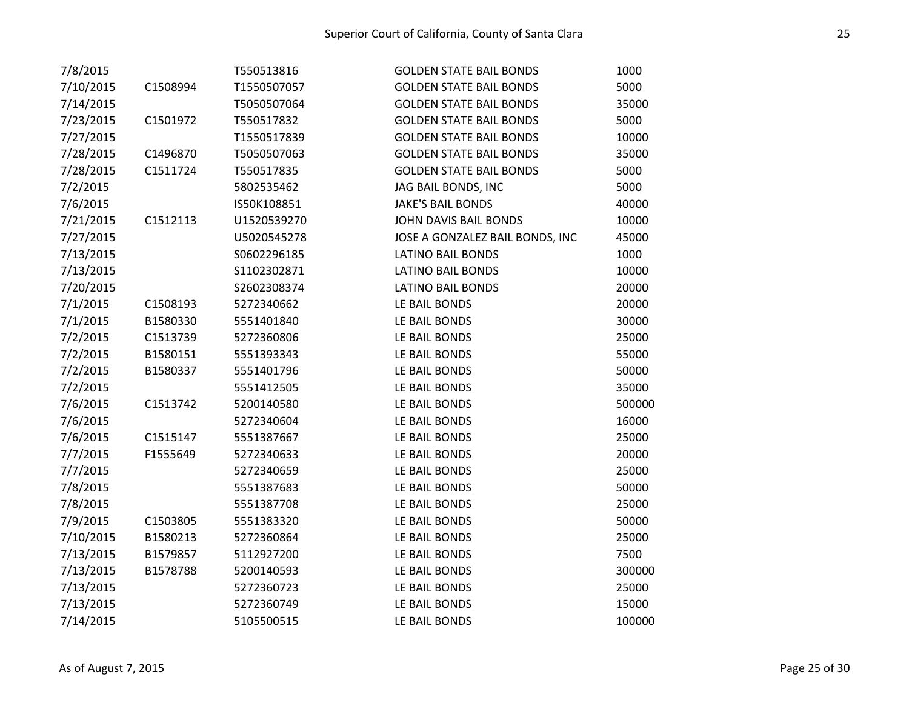| | | | | |
|---|---|---|---|---|
| 7/8/2015 | | T550513816 | GOLDEN STATE BAIL BONDS | 1000 |
| 7/10/2015 | C1508994 | T1550507057 | GOLDEN STATE BAIL BONDS | 5000 |
| 7/14/2015 | | T5050507064 | GOLDEN STATE BAIL BONDS | 35000 |
| 7/23/2015 | C1501972 | T550517832 | GOLDEN STATE BAIL BONDS | 5000 |
| 7/27/2015 | | T1550517839 | GOLDEN STATE BAIL BONDS | 10000 |
| 7/28/2015 | C1496870 | T5050507063 | GOLDEN STATE BAIL BONDS | 35000 |
| 7/28/2015 | C1511724 | T550517835 | GOLDEN STATE BAIL BONDS | 5000 |
| 7/2/2015 | | 5802535462 | JAG BAIL BONDS, INC | 5000 |
| 7/6/2015 | | IS50K108851 | JAKE'S BAIL BONDS | 40000 |
| 7/21/2015 | C1512113 | U1520539270 | JOHN DAVIS BAIL BONDS | 10000 |
| 7/27/2015 | | U5020545278 | JOSE A GONZALEZ BAIL BONDS, INC | 45000 |
| 7/13/2015 | | S0602296185 | LATINO BAIL BONDS | 1000 |
| 7/13/2015 | | S1102302871 | LATINO BAIL BONDS | 10000 |
| 7/20/2015 | | S2602308374 | LATINO BAIL BONDS | 20000 |
| 7/1/2015 | C1508193 | 5272340662 | LE BAIL BONDS | 20000 |
| 7/1/2015 | B1580330 | 5551401840 | LE BAIL BONDS | 30000 |
| 7/2/2015 | C1513739 | 5272360806 | LE BAIL BONDS | 25000 |
| 7/2/2015 | B1580151 | 5551393343 | LE BAIL BONDS | 55000 |
| 7/2/2015 | B1580337 | 5551401796 | LE BAIL BONDS | 50000 |
| 7/2/2015 | | 5551412505 | LE BAIL BONDS | 35000 |
| 7/6/2015 | C1513742 | 5200140580 | LE BAIL BONDS | 500000 |
| 7/6/2015 | | 5272340604 | LE BAIL BONDS | 16000 |
| 7/6/2015 | C1515147 | 5551387667 | LE BAIL BONDS | 25000 |
| 7/7/2015 | F1555649 | 5272340633 | LE BAIL BONDS | 20000 |
| 7/7/2015 | | 5272340659 | LE BAIL BONDS | 25000 |
| 7/8/2015 | | 5551387683 | LE BAIL BONDS | 50000 |
| 7/8/2015 | | 5551387708 | LE BAIL BONDS | 25000 |
| 7/9/2015 | C1503805 | 5551383320 | LE BAIL BONDS | 50000 |
| 7/10/2015 | B1580213 | 5272360864 | LE BAIL BONDS | 25000 |
| 7/13/2015 | B1579857 | 5112927200 | LE BAIL BONDS | 7500 |
| 7/13/2015 | B1578788 | 5200140593 | LE BAIL BONDS | 300000 |
| 7/13/2015 | | 5272360723 | LE BAIL BONDS | 25000 |
| 7/13/2015 | | 5272360749 | LE BAIL BONDS | 15000 |
| 7/14/2015 | | 5105500515 | LE BAIL BONDS | 100000 |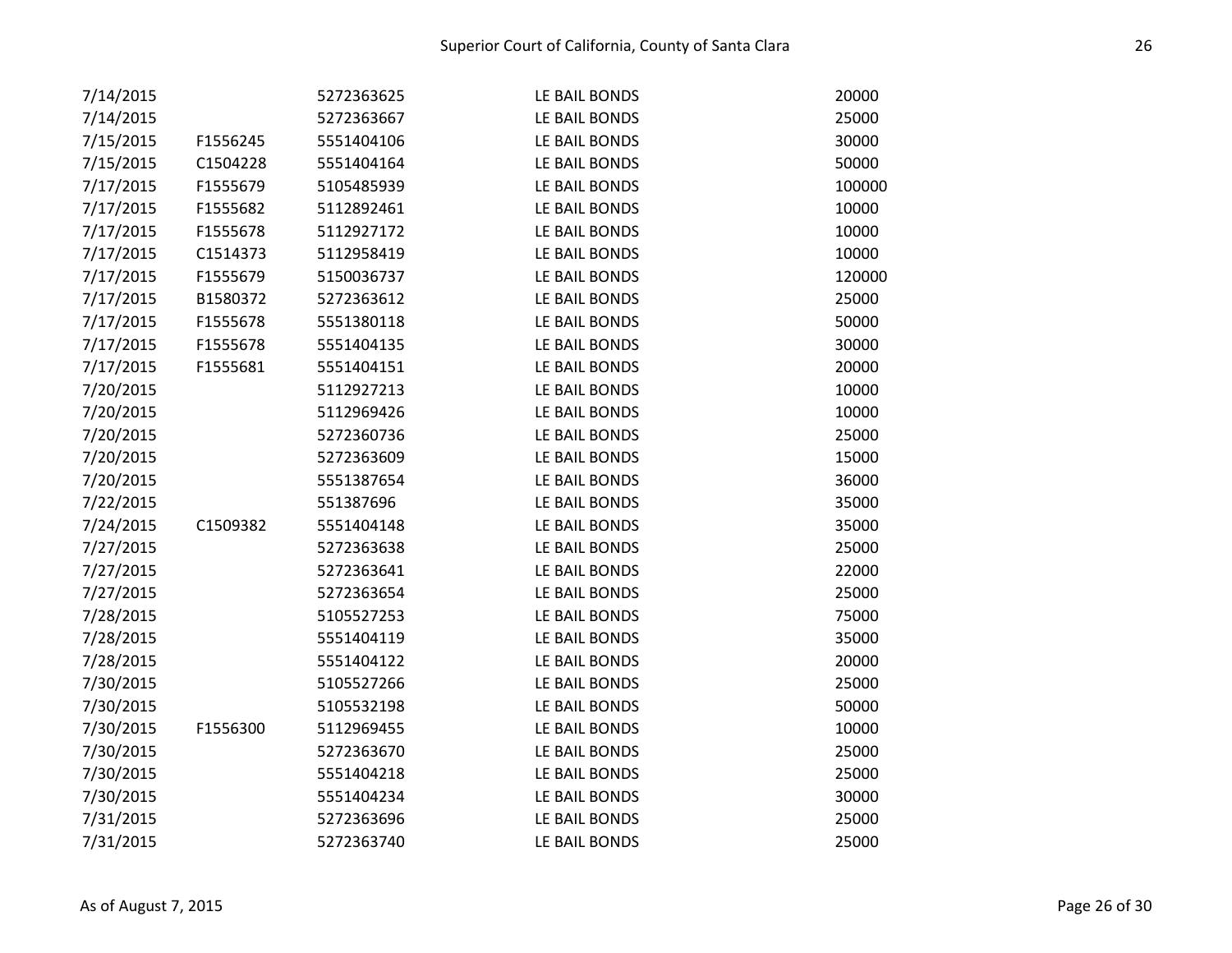| | | | | |
|---|---|---|---|---|
| 7/14/2015 | | 5272363625 | LE BAIL BONDS | 20000 |
| 7/14/2015 | | 5272363667 | LE BAIL BONDS | 25000 |
| 7/15/2015 | F1556245 | 5551404106 | LE BAIL BONDS | 30000 |
| 7/15/2015 | C1504228 | 5551404164 | LE BAIL BONDS | 50000 |
| 7/17/2015 | F1555679 | 5105485939 | LE BAIL BONDS | 100000 |
| 7/17/2015 | F1555682 | 5112892461 | LE BAIL BONDS | 10000 |
| 7/17/2015 | F1555678 | 5112927172 | LE BAIL BONDS | 10000 |
| 7/17/2015 | C1514373 | 5112958419 | LE BAIL BONDS | 10000 |
| 7/17/2015 | F1555679 | 5150036737 | LE BAIL BONDS | 120000 |
| 7/17/2015 | B1580372 | 5272363612 | LE BAIL BONDS | 25000 |
| 7/17/2015 | F1555678 | 5551380118 | LE BAIL BONDS | 50000 |
| 7/17/2015 | F1555678 | 5551404135 | LE BAIL BONDS | 30000 |
| 7/17/2015 | F1555681 | 5551404151 | LE BAIL BONDS | 20000 |
| 7/20/2015 | | 5112927213 | LE BAIL BONDS | 10000 |
| 7/20/2015 | | 5112969426 | LE BAIL BONDS | 10000 |
| 7/20/2015 | | 5272360736 | LE BAIL BONDS | 25000 |
| 7/20/2015 | | 5272363609 | LE BAIL BONDS | 15000 |
| 7/20/2015 | | 5551387654 | LE BAIL BONDS | 36000 |
| 7/22/2015 | | 551387696 | LE BAIL BONDS | 35000 |
| 7/24/2015 | C1509382 | 5551404148 | LE BAIL BONDS | 35000 |
| 7/27/2015 | | 5272363638 | LE BAIL BONDS | 25000 |
| 7/27/2015 | | 5272363641 | LE BAIL BONDS | 22000 |
| 7/27/2015 | | 5272363654 | LE BAIL BONDS | 25000 |
| 7/28/2015 | | 5105527253 | LE BAIL BONDS | 75000 |
| 7/28/2015 | | 5551404119 | LE BAIL BONDS | 35000 |
| 7/28/2015 | | 5551404122 | LE BAIL BONDS | 20000 |
| 7/30/2015 | | 5105527266 | LE BAIL BONDS | 25000 |
| 7/30/2015 | | 5105532198 | LE BAIL BONDS | 50000 |
| 7/30/2015 | F1556300 | 5112969455 | LE BAIL BONDS | 10000 |
| 7/30/2015 | | 5272363670 | LE BAIL BONDS | 25000 |
| 7/30/2015 | | 5551404218 | LE BAIL BONDS | 25000 |
| 7/30/2015 | | 5551404234 | LE BAIL BONDS | 30000 |
| 7/31/2015 | | 5272363696 | LE BAIL BONDS | 25000 |
| 7/31/2015 | | 5272363740 | LE BAIL BONDS | 25000 |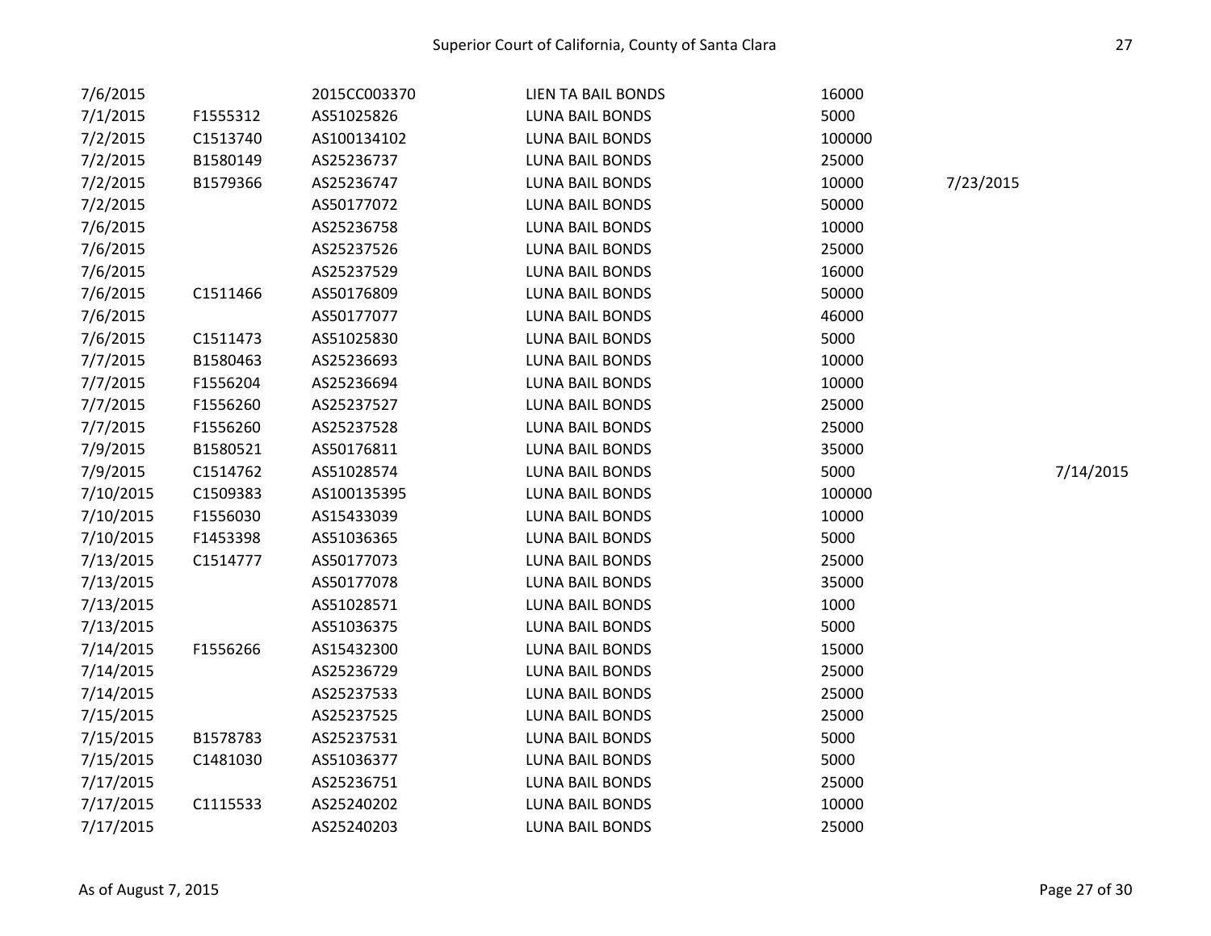| | | | | | | |
|---|---|---|---|---|---|---|
| 7/6/2015 | | 2015CC003370 | LIEN TA BAIL BONDS | 16000 | | |
| 7/1/2015 | F1555312 | AS51025826 | LUNA BAIL BONDS | 5000 | | |
| 7/2/2015 | C1513740 | AS100134102 | LUNA BAIL BONDS | 100000 | | |
| 7/2/2015 | B1580149 | AS25236737 | LUNA BAIL BONDS | 25000 | | |
| 7/2/2015 | B1579366 | AS25236747 | LUNA BAIL BONDS | 10000 | 7/23/2015 | |
| 7/2/2015 | | AS50177072 | LUNA BAIL BONDS | 50000 | | |
| 7/6/2015 | | AS25236758 | LUNA BAIL BONDS | 10000 | | |
| 7/6/2015 | | AS25237526 | LUNA BAIL BONDS | 25000 | | |
| 7/6/2015 | | AS25237529 | LUNA BAIL BONDS | 16000 | | |
| 7/6/2015 | C1511466 | AS50176809 | LUNA BAIL BONDS | 50000 | | |
| 7/6/2015 | | AS50177077 | LUNA BAIL BONDS | 46000 | | |
| 7/6/2015 | C1511473 | AS51025830 | LUNA BAIL BONDS | 5000 | | |
| 7/7/2015 | B1580463 | AS25236693 | LUNA BAIL BONDS | 10000 | | |
| 7/7/2015 | F1556204 | AS25236694 | LUNA BAIL BONDS | 10000 | | |
| 7/7/2015 | F1556260 | AS25237527 | LUNA BAIL BONDS | 25000 | | |
| 7/7/2015 | F1556260 | AS25237528 | LUNA BAIL BONDS | 25000 | | |
| 7/9/2015 | B1580521 | AS50176811 | LUNA BAIL BONDS | 35000 | | |
| 7/9/2015 | C1514762 | AS51028574 | LUNA BAIL BONDS | 5000 | | 7/14/2015 |
| 7/10/2015 | C1509383 | AS100135395 | LUNA BAIL BONDS | 100000 | | |
| 7/10/2015 | F1556030 | AS15433039 | LUNA BAIL BONDS | 10000 | | |
| 7/10/2015 | F1453398 | AS51036365 | LUNA BAIL BONDS | 5000 | | |
| 7/13/2015 | C1514777 | AS50177073 | LUNA BAIL BONDS | 25000 | | |
| 7/13/2015 | | AS50177078 | LUNA BAIL BONDS | 35000 | | |
| 7/13/2015 | | AS51028571 | LUNA BAIL BONDS | 1000 | | |
| 7/13/2015 | | AS51036375 | LUNA BAIL BONDS | 5000 | | |
| 7/14/2015 | F1556266 | AS15432300 | LUNA BAIL BONDS | 15000 | | |
| 7/14/2015 | | AS25236729 | LUNA BAIL BONDS | 25000 | | |
| 7/14/2015 | | AS25237533 | LUNA BAIL BONDS | 25000 | | |
| 7/15/2015 | | AS25237525 | LUNA BAIL BONDS | 25000 | | |
| 7/15/2015 | B1578783 | AS25237531 | LUNA BAIL BONDS | 5000 | | |
| 7/15/2015 | C1481030 | AS51036377 | LUNA BAIL BONDS | 5000 | | |
| 7/17/2015 | | AS25236751 | LUNA BAIL BONDS | 25000 | | |
| 7/17/2015 | C1115533 | AS25240202 | LUNA BAIL BONDS | 10000 | | |
| 7/17/2015 | | AS25240203 | LUNA BAIL BONDS | 25000 | | |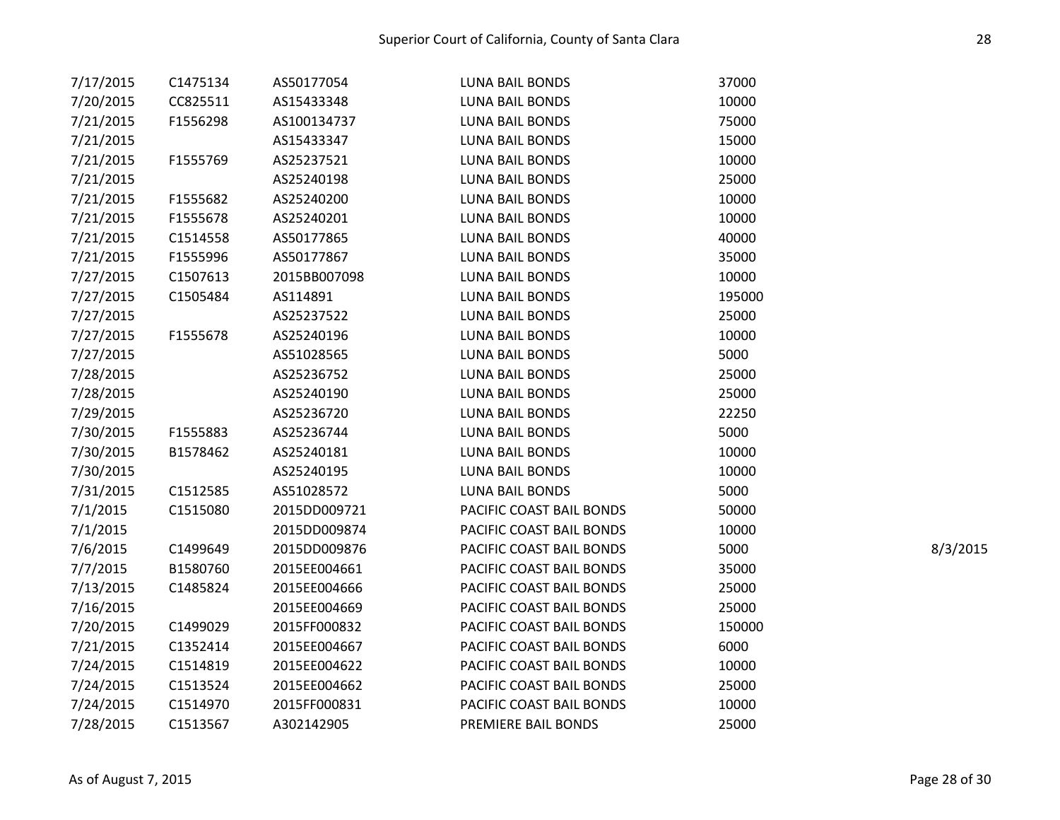| | | | | | |
|---|---|---|---|---|---|
| 7/17/2015 | C1475134 | AS50177054 | LUNA BAIL BONDS | 37000 | |
| 7/20/2015 | CC825511 | AS15433348 | LUNA BAIL BONDS | 10000 | |
| 7/21/2015 | F1556298 | AS100134737 | LUNA BAIL BONDS | 75000 | |
| 7/21/2015 | | AS15433347 | LUNA BAIL BONDS | 15000 | |
| 7/21/2015 | F1555769 | AS25237521 | LUNA BAIL BONDS | 10000 | |
| 7/21/2015 | | AS25240198 | LUNA BAIL BONDS | 25000 | |
| 7/21/2015 | F1555682 | AS25240200 | LUNA BAIL BONDS | 10000 | |
| 7/21/2015 | F1555678 | AS25240201 | LUNA BAIL BONDS | 10000 | |
| 7/21/2015 | C1514558 | AS50177865 | LUNA BAIL BONDS | 40000 | |
| 7/21/2015 | F1555996 | AS50177867 | LUNA BAIL BONDS | 35000 | |
| 7/27/2015 | C1507613 | 2015BB007098 | LUNA BAIL BONDS | 10000 | |
| 7/27/2015 | C1505484 | AS114891 | LUNA BAIL BONDS | 195000 | |
| 7/27/2015 | | AS25237522 | LUNA BAIL BONDS | 25000 | |
| 7/27/2015 | F1555678 | AS25240196 | LUNA BAIL BONDS | 10000 | |
| 7/27/2015 | | AS51028565 | LUNA BAIL BONDS | 5000 | |
| 7/28/2015 | | AS25236752 | LUNA BAIL BONDS | 25000 | |
| 7/28/2015 | | AS25240190 | LUNA BAIL BONDS | 25000 | |
| 7/29/2015 | | AS25236720 | LUNA BAIL BONDS | 22250 | |
| 7/30/2015 | F1555883 | AS25236744 | LUNA BAIL BONDS | 5000 | |
| 7/30/2015 | B1578462 | AS25240181 | LUNA BAIL BONDS | 10000 | |
| 7/30/2015 | | AS25240195 | LUNA BAIL BONDS | 10000 | |
| 7/31/2015 | C1512585 | AS51028572 | LUNA BAIL BONDS | 5000 | |
| 7/1/2015 | C1515080 | 2015DD009721 | PACIFIC COAST BAIL BONDS | 50000 | |
| 7/1/2015 | | 2015DD009874 | PACIFIC COAST BAIL BONDS | 10000 | |
| 7/6/2015 | C1499649 | 2015DD009876 | PACIFIC COAST BAIL BONDS | 5000 | 8/3/2015 |
| 7/7/2015 | B1580760 | 2015EE004661 | PACIFIC COAST BAIL BONDS | 35000 | |
| 7/13/2015 | C1485824 | 2015EE004666 | PACIFIC COAST BAIL BONDS | 25000 | |
| 7/16/2015 | | 2015EE004669 | PACIFIC COAST BAIL BONDS | 25000 | |
| 7/20/2015 | C1499029 | 2015FF000832 | PACIFIC COAST BAIL BONDS | 150000 | |
| 7/21/2015 | C1352414 | 2015EE004667 | PACIFIC COAST BAIL BONDS | 6000 | |
| 7/24/2015 | C1514819 | 2015EE004622 | PACIFIC COAST BAIL BONDS | 10000 | |
| 7/24/2015 | C1513524 | 2015EE004662 | PACIFIC COAST BAIL BONDS | 25000 | |
| 7/24/2015 | C1514970 | 2015FF000831 | PACIFIC COAST BAIL BONDS | 10000 | |
| 7/28/2015 | C1513567 | A302142905 | PREMIERE BAIL BONDS | 25000 | |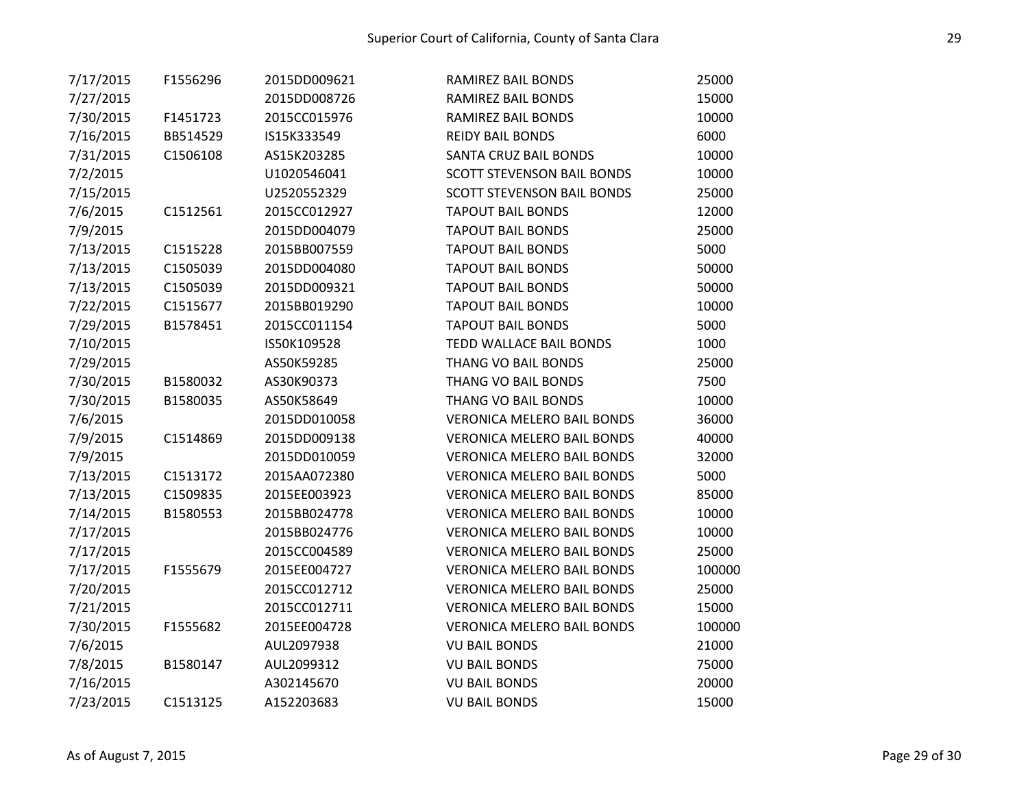| | | | | |
|---|---|---|---|---|
| 7/17/2015 | F1556296 | 2015DD009621 | RAMIREZ BAIL BONDS | 25000 |
| 7/27/2015 | | 2015DD008726 | RAMIREZ BAIL BONDS | 15000 |
| 7/30/2015 | F1451723 | 2015CC015976 | RAMIREZ BAIL BONDS | 10000 |
| 7/16/2015 | BB514529 | IS15K333549 | REIDY BAIL BONDS | 6000 |
| 7/31/2015 | C1506108 | AS15K203285 | SANTA CRUZ BAIL BONDS | 10000 |
| 7/2/2015 | | U1020546041 | SCOTT STEVENSON BAIL BONDS | 10000 |
| 7/15/2015 | | U2520552329 | SCOTT STEVENSON BAIL BONDS | 25000 |
| 7/6/2015 | C1512561 | 2015CC012927 | TAPOUT BAIL BONDS | 12000 |
| 7/9/2015 | | 2015DD004079 | TAPOUT BAIL BONDS | 25000 |
| 7/13/2015 | C1515228 | 2015BB007559 | TAPOUT BAIL BONDS | 5000 |
| 7/13/2015 | C1505039 | 2015DD004080 | TAPOUT BAIL BONDS | 50000 |
| 7/13/2015 | C1505039 | 2015DD009321 | TAPOUT BAIL BONDS | 50000 |
| 7/22/2015 | C1515677 | 2015BB019290 | TAPOUT BAIL BONDS | 10000 |
| 7/29/2015 | B1578451 | 2015CC011154 | TAPOUT BAIL BONDS | 5000 |
| 7/10/2015 | | IS50K109528 | TEDD WALLACE BAIL BONDS | 1000 |
| 7/29/2015 | | AS50K59285 | THANG VO BAIL BONDS | 25000 |
| 7/30/2015 | B1580032 | AS30K90373 | THANG VO BAIL BONDS | 7500 |
| 7/30/2015 | B1580035 | AS50K58649 | THANG VO BAIL BONDS | 10000 |
| 7/6/2015 | | 2015DD010058 | VERONICA MELERO BAIL BONDS | 36000 |
| 7/9/2015 | C1514869 | 2015DD009138 | VERONICA MELERO BAIL BONDS | 40000 |
| 7/9/2015 | | 2015DD010059 | VERONICA MELERO BAIL BONDS | 32000 |
| 7/13/2015 | C1513172 | 2015AA072380 | VERONICA MELERO BAIL BONDS | 5000 |
| 7/13/2015 | C1509835 | 2015EE003923 | VERONICA MELERO BAIL BONDS | 85000 |
| 7/14/2015 | B1580553 | 2015BB024778 | VERONICA MELERO BAIL BONDS | 10000 |
| 7/17/2015 | | 2015BB024776 | VERONICA MELERO BAIL BONDS | 10000 |
| 7/17/2015 | | 2015CC004589 | VERONICA MELERO BAIL BONDS | 25000 |
| 7/17/2015 | F1555679 | 2015EE004727 | VERONICA MELERO BAIL BONDS | 100000 |
| 7/20/2015 | | 2015CC012712 | VERONICA MELERO BAIL BONDS | 25000 |
| 7/21/2015 | | 2015CC012711 | VERONICA MELERO BAIL BONDS | 15000 |
| 7/30/2015 | F1555682 | 2015EE004728 | VERONICA MELERO BAIL BONDS | 100000 |
| 7/6/2015 | | AUL2097938 | VU BAIL BONDS | 21000 |
| 7/8/2015 | B1580147 | AUL2099312 | VU BAIL BONDS | 75000 |
| 7/16/2015 | | A302145670 | VU BAIL BONDS | 20000 |
| 7/23/2015 | C1513125 | A152203683 | VU BAIL BONDS | 15000 |

As of August 7, 2015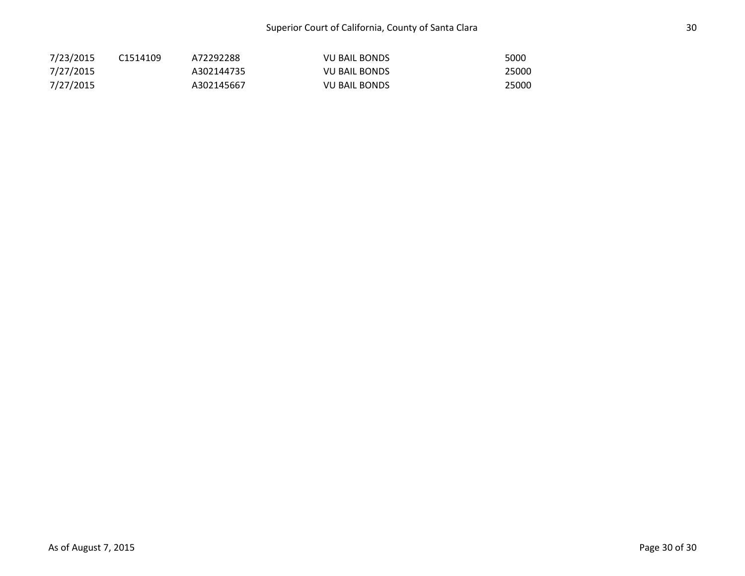| | | | | |
|---|---|---|---|---|
| 7/23/2015 | C1514109 | A72292288 | VU BAIL BONDS | 5000 |
| 7/27/2015 | | A302144735 | VU BAIL BONDS | 25000 |
| 7/27/2015 | | A302145667 | VU BAIL BONDS | 25000 |

As of August 7, 2015